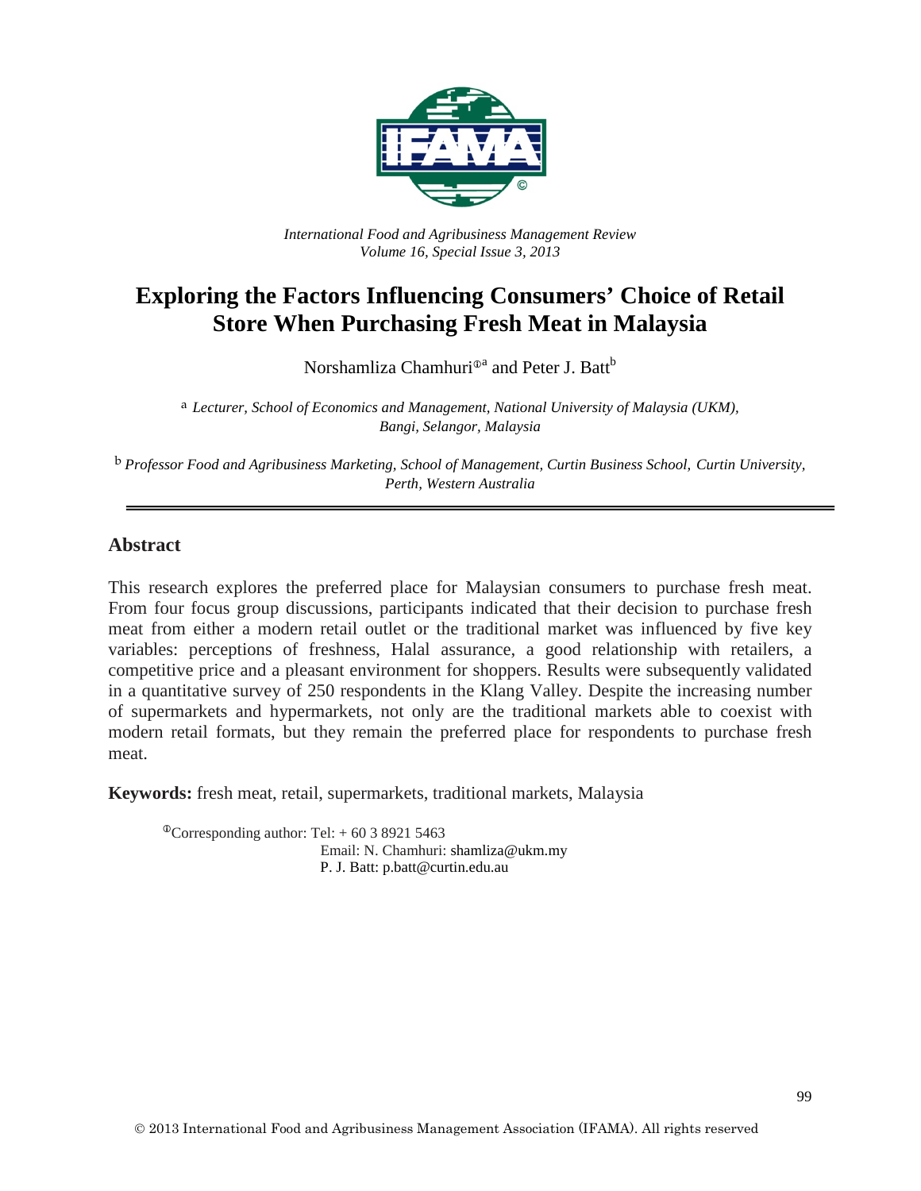*International Food and Agribusiness Management Review*
*Volume 16, Special Issue 3, 2013*

# Exploring the Factors Influencing Consumers' Choice of Retail Store When Purchasing Fresh Meat in Malaysia

Norshamliza Chamhuri[Φa] and Peter J. Batt[b]

[a] *Lecturer, School of Economics and Management, National University of Malaysia (UKM), Bangi, Selangor, Malaysia*

[b] *Professor Food and Agribusiness Marketing, School of Management, Curtin Business School, Curtin University, Perth, Western Australia*

## Abstract

This research explores the preferred place for Malaysian consumers to purchase fresh meat. From four focus group discussions, participants indicated that their decision to purchase fresh meat from either a modern retail outlet or the traditional market was influenced by five key variables: perceptions of freshness, Halal assurance, a good relationship with retailers, a competitive price and a pleasant environment for shoppers. Results were subsequently validated in a quantitative survey of 250 respondents in the Klang Valley. Despite the increasing number of supermarkets and hypermarkets, not only are the traditional markets able to coexist with modern retail formats, but they remain the preferred place for respondents to purchase fresh meat.

**Keywords:** fresh meat, retail, supermarkets, traditional markets, Malaysia

[Φ]Corresponding author: Tel: + 60 3 8921 5463
Email: N. Chamhuri: shamliza@ukm.my
P. J. Batt: p.batt@curtin.edu.au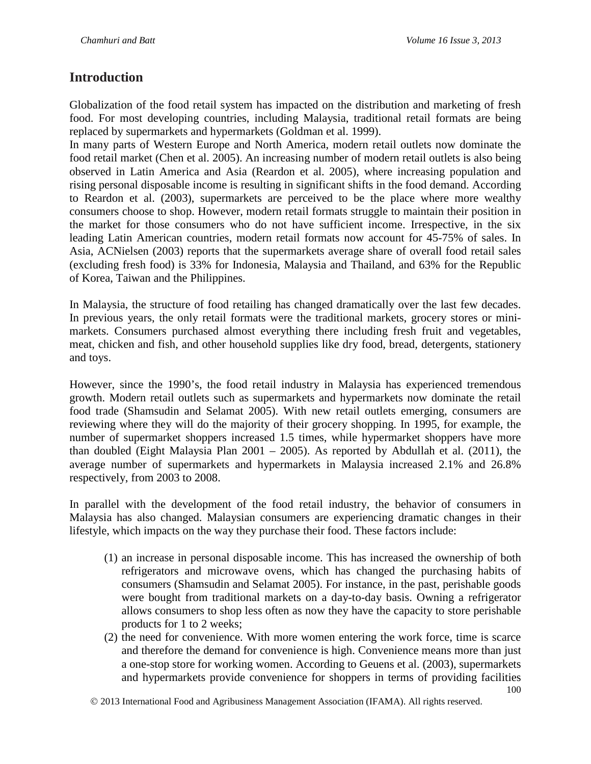## Introduction

Globalization of the food retail system has impacted on the distribution and marketing of fresh food. For most developing countries, including Malaysia, traditional retail formats are being replaced by supermarkets and hypermarkets (Goldman et al. 1999).

In many parts of Western Europe and North America, modern retail outlets now dominate the food retail market (Chen et al. 2005). An increasing number of modern retail outlets is also being observed in Latin America and Asia (Reardon et al. 2005), where increasing population and rising personal disposable income is resulting in significant shifts in the food demand. According to Reardon et al. (2003), supermarkets are perceived to be the place where more wealthy consumers choose to shop. However, modern retail formats struggle to maintain their position in the market for those consumers who do not have sufficient income. Irrespective, in the six leading Latin American countries, modern retail formats now account for 45-75% of sales. In Asia, ACNielsen (2003) reports that the supermarkets average share of overall food retail sales (excluding fresh food) is 33% for Indonesia, Malaysia and Thailand, and 63% for the Republic of Korea, Taiwan and the Philippines.

In Malaysia, the structure of food retailing has changed dramatically over the last few decades. In previous years, the only retail formats were the traditional markets, grocery stores or mini-markets. Consumers purchased almost everything there including fresh fruit and vegetables, meat, chicken and fish, and other household supplies like dry food, bread, detergents, stationery and toys.

However, since the 1990's, the food retail industry in Malaysia has experienced tremendous growth. Modern retail outlets such as supermarkets and hypermarkets now dominate the retail food trade (Shamsudin and Selamat 2005). With new retail outlets emerging, consumers are reviewing where they will do the majority of their grocery shopping. In 1995, for example, the number of supermarket shoppers increased 1.5 times, while hypermarket shoppers have more than doubled (Eight Malaysia Plan 2001 – 2005). As reported by Abdullah et al. (2011), the average number of supermarkets and hypermarkets in Malaysia increased 2.1% and 26.8% respectively, from 2003 to 2008.

In parallel with the development of the food retail industry, the behavior of consumers in Malaysia has also changed. Malaysian consumers are experiencing dramatic changes in their lifestyle, which impacts on the way they purchase their food. These factors include:

(1) an increase in personal disposable income. This has increased the ownership of both refrigerators and microwave ovens, which has changed the purchasing habits of consumers (Shamsudin and Selamat 2005). For instance, in the past, perishable goods were bought from traditional markets on a day-to-day basis. Owning a refrigerator allows consumers to shop less often as now they have the capacity to store perishable products for 1 to 2 weeks;

(2) the need for convenience. With more women entering the work force, time is scarce and therefore the demand for convenience is high. Convenience means more than just a one-stop store for working women. According to Geuens et al. (2003), supermarkets and hypermarkets provide convenience for shoppers in terms of providing facilities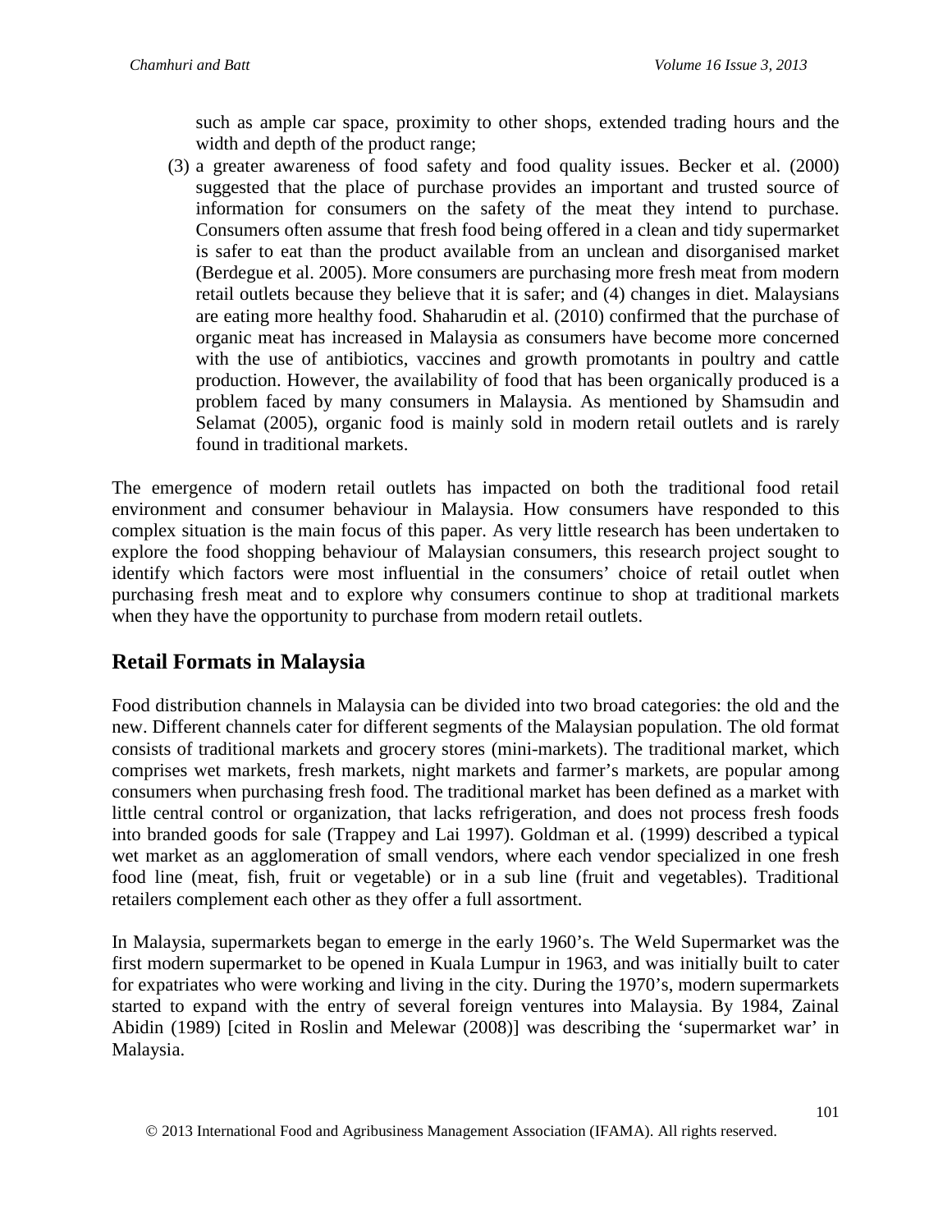such as ample car space, proximity to other shops, extended trading hours and the width and depth of the product range;

(3) a greater awareness of food safety and food quality issues. Becker et al. (2000) suggested that the place of purchase provides an important and trusted source of information for consumers on the safety of the meat they intend to purchase. Consumers often assume that fresh food being offered in a clean and tidy supermarket is safer to eat than the product available from an unclean and disorganised market (Berdegue et al. 2005). More consumers are purchasing more fresh meat from modern retail outlets because they believe that it is safer; and (4) changes in diet. Malaysians are eating more healthy food. Shaharudin et al. (2010) confirmed that the purchase of organic meat has increased in Malaysia as consumers have become more concerned with the use of antibiotics, vaccines and growth promotants in poultry and cattle production. However, the availability of food that has been organically produced is a problem faced by many consumers in Malaysia. As mentioned by Shamsudin and Selamat (2005), organic food is mainly sold in modern retail outlets and is rarely found in traditional markets.

The emergence of modern retail outlets has impacted on both the traditional food retail environment and consumer behaviour in Malaysia. How consumers have responded to this complex situation is the main focus of this paper. As very little research has been undertaken to explore the food shopping behaviour of Malaysian consumers, this research project sought to identify which factors were most influential in the consumers' choice of retail outlet when purchasing fresh meat and to explore why consumers continue to shop at traditional markets when they have the opportunity to purchase from modern retail outlets.

## Retail Formats in Malaysia

Food distribution channels in Malaysia can be divided into two broad categories: the old and the new. Different channels cater for different segments of the Malaysian population. The old format consists of traditional markets and grocery stores (mini-markets). The traditional market, which comprises wet markets, fresh markets, night markets and farmer's markets, are popular among consumers when purchasing fresh food. The traditional market has been defined as a market with little central control or organization, that lacks refrigeration, and does not process fresh foods into branded goods for sale (Trappey and Lai 1997). Goldman et al. (1999) described a typical wet market as an agglomeration of small vendors, where each vendor specialized in one fresh food line (meat, fish, fruit or vegetable) or in a sub line (fruit and vegetables). Traditional retailers complement each other as they offer a full assortment.

In Malaysia, supermarkets began to emerge in the early 1960's. The Weld Supermarket was the first modern supermarket to be opened in Kuala Lumpur in 1963, and was initially built to cater for expatriates who were working and living in the city. During the 1970's, modern supermarkets started to expand with the entry of several foreign ventures into Malaysia. By 1984, Zainal Abidin (1989) [cited in Roslin and Melewar (2008)] was describing the 'supermarket war' in Malaysia.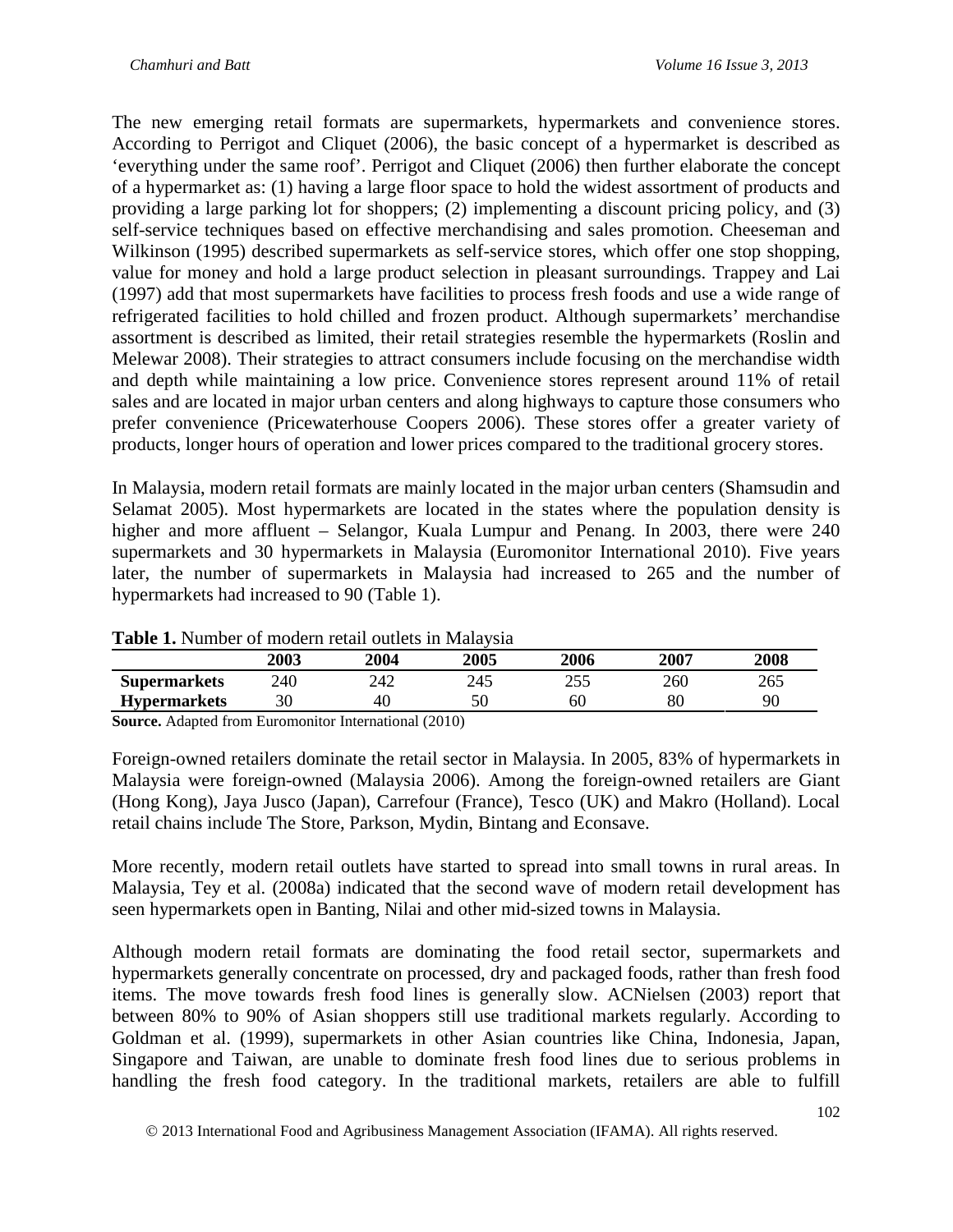The new emerging retail formats are supermarkets, hypermarkets and convenience stores. According to Perrigot and Cliquet (2006), the basic concept of a hypermarket is described as 'everything under the same roof'. Perrigot and Cliquet (2006) then further elaborate the concept of a hypermarket as: (1) having a large floor space to hold the widest assortment of products and providing a large parking lot for shoppers; (2) implementing a discount pricing policy, and (3) self-service techniques based on effective merchandising and sales promotion. Cheeseman and Wilkinson (1995) described supermarkets as self-service stores, which offer one stop shopping, value for money and hold a large product selection in pleasant surroundings. Trappey and Lai (1997) add that most supermarkets have facilities to process fresh foods and use a wide range of refrigerated facilities to hold chilled and frozen product. Although supermarkets' merchandise assortment is described as limited, their retail strategies resemble the hypermarkets (Roslin and Melewar 2008). Their strategies to attract consumers include focusing on the merchandise width and depth while maintaining a low price. Convenience stores represent around 11% of retail sales and are located in major urban centers and along highways to capture those consumers who prefer convenience (Pricewaterhouse Coopers 2006). These stores offer a greater variety of products, longer hours of operation and lower prices compared to the traditional grocery stores.

In Malaysia, modern retail formats are mainly located in the major urban centers (Shamsudin and Selamat 2005). Most hypermarkets are located in the states where the population density is higher and more affluent – Selangor, Kuala Lumpur and Penang. In 2003, there were 240 supermarkets and 30 hypermarkets in Malaysia (Euromonitor International 2010). Five years later, the number of supermarkets in Malaysia had increased to 265 and the number of hypermarkets had increased to 90 (Table 1).

**Table 1.** Number of modern retail outlets in Malaysia

| | 2003 | 2004 | 2005 | 2006 | 2007 | 2008 |
|---|---|---|---|---|---|---|
| **Supermarkets** | 240 | 242 | 245 | 255 | 260 | 265 |
| **Hypermarkets** | 30 | 40 | 50 | 60 | 80 | 90 |

**Source.** Adapted from Euromonitor International (2010)

Foreign-owned retailers dominate the retail sector in Malaysia. In 2005, 83% of hypermarkets in Malaysia were foreign-owned (Malaysia 2006). Among the foreign-owned retailers are Giant (Hong Kong), Jaya Jusco (Japan), Carrefour (France), Tesco (UK) and Makro (Holland). Local retail chains include The Store, Parkson, Mydin, Bintang and Econsave.

More recently, modern retail outlets have started to spread into small towns in rural areas. In Malaysia, Tey et al. (2008a) indicated that the second wave of modern retail development has seen hypermarkets open in Banting, Nilai and other mid-sized towns in Malaysia.

Although modern retail formats are dominating the food retail sector, supermarkets and hypermarkets generally concentrate on processed, dry and packaged foods, rather than fresh food items. The move towards fresh food lines is generally slow. ACNielsen (2003) report that between 80% to 90% of Asian shoppers still use traditional markets regularly. According to Goldman et al. (1999), supermarkets in other Asian countries like China, Indonesia, Japan, Singapore and Taiwan, are unable to dominate fresh food lines due to serious problems in handling the fresh food category. In the traditional markets, retailers are able to fulfill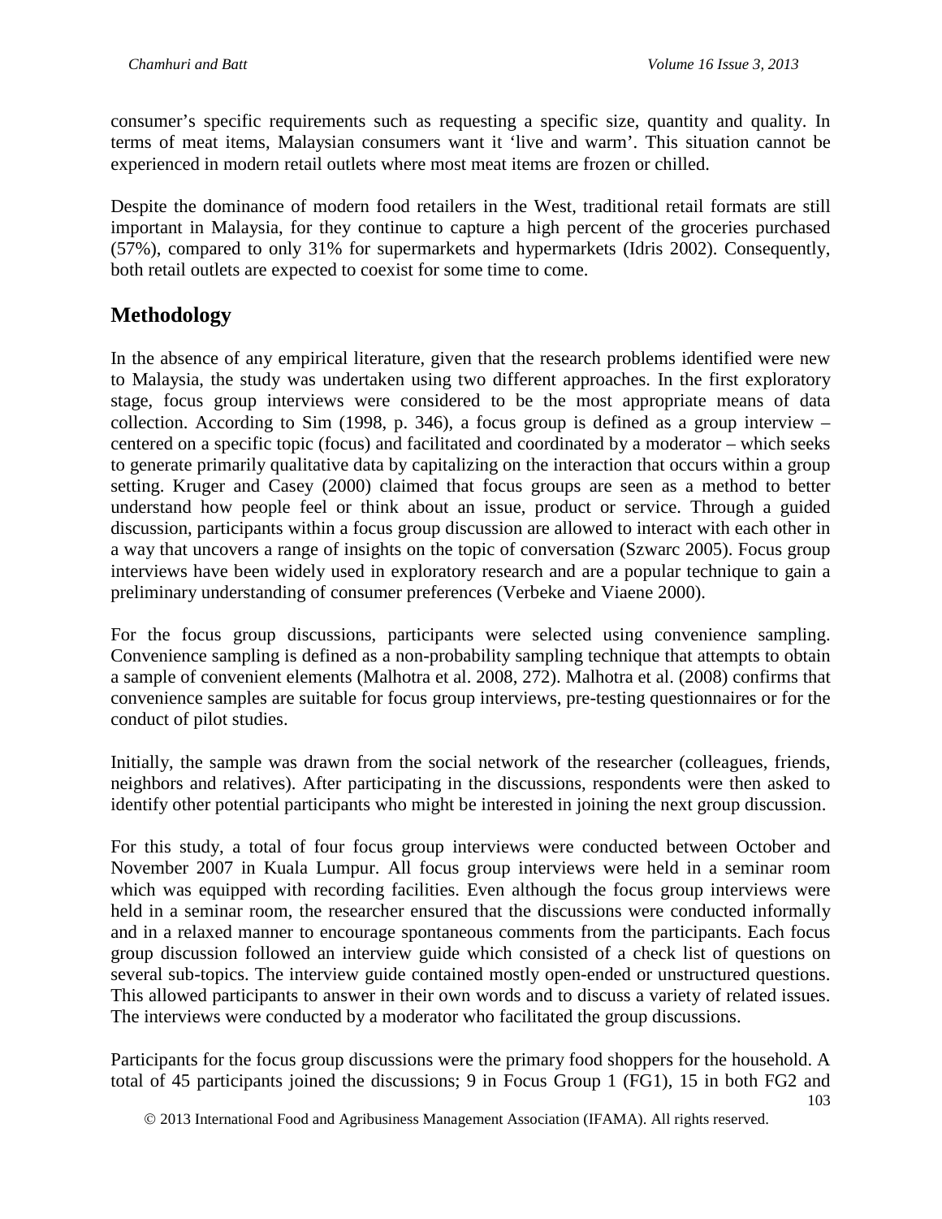consumer's specific requirements such as requesting a specific size, quantity and quality. In terms of meat items, Malaysian consumers want it 'live and warm'. This situation cannot be experienced in modern retail outlets where most meat items are frozen or chilled.

Despite the dominance of modern food retailers in the West, traditional retail formats are still important in Malaysia, for they continue to capture a high percent of the groceries purchased (57%), compared to only 31% for supermarkets and hypermarkets (Idris 2002). Consequently, both retail outlets are expected to coexist for some time to come.

## Methodology

In the absence of any empirical literature, given that the research problems identified were new to Malaysia, the study was undertaken using two different approaches. In the first exploratory stage, focus group interviews were considered to be the most appropriate means of data collection. According to Sim (1998, p. 346), a focus group is defined as a group interview – centered on a specific topic (focus) and facilitated and coordinated by a moderator – which seeks to generate primarily qualitative data by capitalizing on the interaction that occurs within a group setting. Kruger and Casey (2000) claimed that focus groups are seen as a method to better understand how people feel or think about an issue, product or service. Through a guided discussion, participants within a focus group discussion are allowed to interact with each other in a way that uncovers a range of insights on the topic of conversation (Szwarc 2005). Focus group interviews have been widely used in exploratory research and are a popular technique to gain a preliminary understanding of consumer preferences (Verbeke and Viaene 2000).

For the focus group discussions, participants were selected using convenience sampling. Convenience sampling is defined as a non-probability sampling technique that attempts to obtain a sample of convenient elements (Malhotra et al. 2008, 272). Malhotra et al. (2008) confirms that convenience samples are suitable for focus group interviews, pre-testing questionnaires or for the conduct of pilot studies.

Initially, the sample was drawn from the social network of the researcher (colleagues, friends, neighbors and relatives). After participating in the discussions, respondents were then asked to identify other potential participants who might be interested in joining the next group discussion.

For this study, a total of four focus group interviews were conducted between October and November 2007 in Kuala Lumpur. All focus group interviews were held in a seminar room which was equipped with recording facilities. Even although the focus group interviews were held in a seminar room, the researcher ensured that the discussions were conducted informally and in a relaxed manner to encourage spontaneous comments from the participants. Each focus group discussion followed an interview guide which consisted of a check list of questions on several sub-topics. The interview guide contained mostly open-ended or unstructured questions. This allowed participants to answer in their own words and to discuss a variety of related issues. The interviews were conducted by a moderator who facilitated the group discussions.

Participants for the focus group discussions were the primary food shoppers for the household. A total of 45 participants joined the discussions; 9 in Focus Group 1 (FG1), 15 in both FG2 and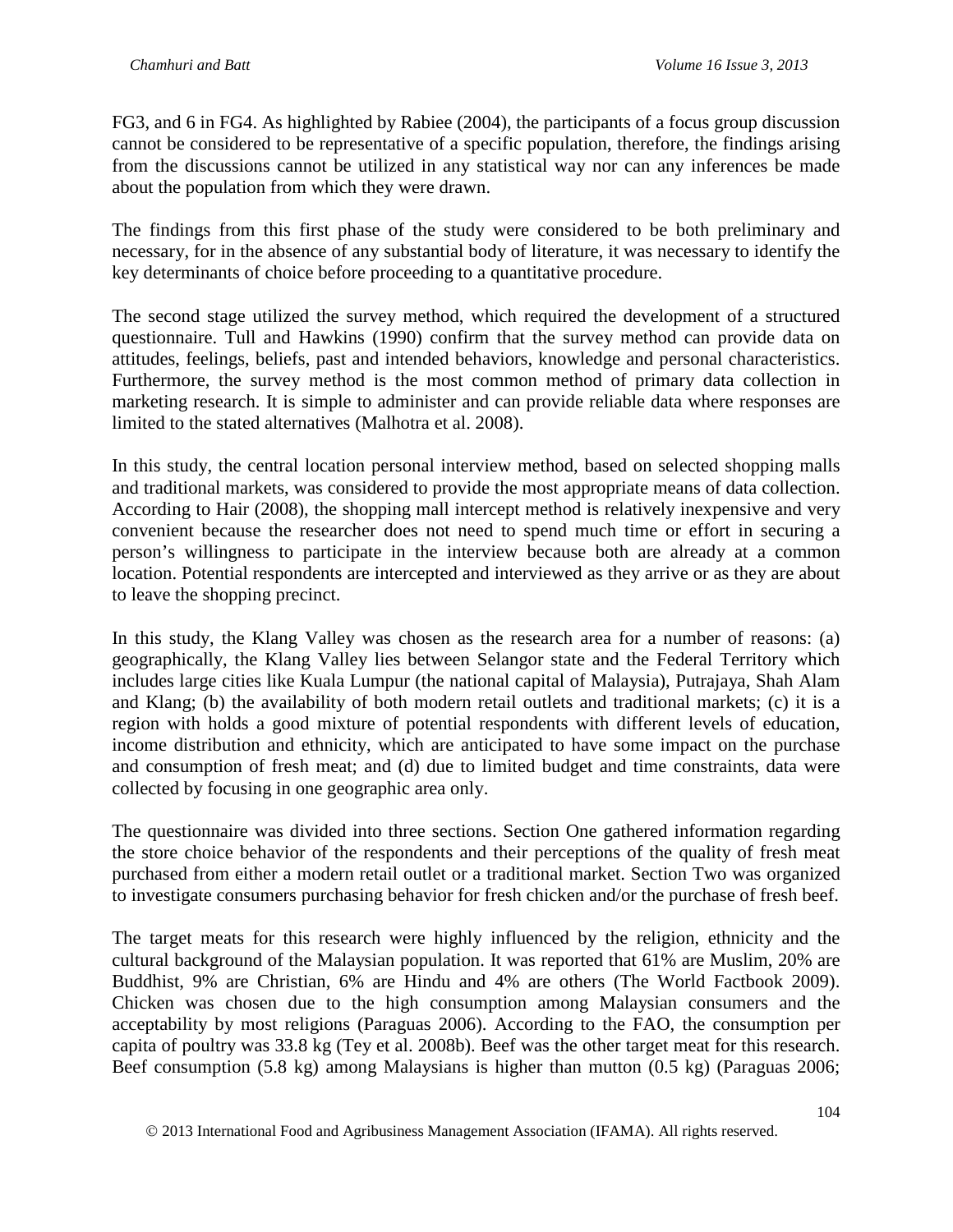FG3, and 6 in FG4. As highlighted by Rabiee (2004), the participants of a focus group discussion cannot be considered to be representative of a specific population, therefore, the findings arising from the discussions cannot be utilized in any statistical way nor can any inferences be made about the population from which they were drawn.

The findings from this first phase of the study were considered to be both preliminary and necessary, for in the absence of any substantial body of literature, it was necessary to identify the key determinants of choice before proceeding to a quantitative procedure.

The second stage utilized the survey method, which required the development of a structured questionnaire. Tull and Hawkins (1990) confirm that the survey method can provide data on attitudes, feelings, beliefs, past and intended behaviors, knowledge and personal characteristics. Furthermore, the survey method is the most common method of primary data collection in marketing research. It is simple to administer and can provide reliable data where responses are limited to the stated alternatives (Malhotra et al. 2008).

In this study, the central location personal interview method, based on selected shopping malls and traditional markets, was considered to provide the most appropriate means of data collection. According to Hair (2008), the shopping mall intercept method is relatively inexpensive and very convenient because the researcher does not need to spend much time or effort in securing a person's willingness to participate in the interview because both are already at a common location. Potential respondents are intercepted and interviewed as they arrive or as they are about to leave the shopping precinct.

In this study, the Klang Valley was chosen as the research area for a number of reasons: (a) geographically, the Klang Valley lies between Selangor state and the Federal Territory which includes large cities like Kuala Lumpur (the national capital of Malaysia), Putrajaya, Shah Alam and Klang; (b) the availability of both modern retail outlets and traditional markets; (c) it is a region with holds a good mixture of potential respondents with different levels of education, income distribution and ethnicity, which are anticipated to have some impact on the purchase and consumption of fresh meat; and (d) due to limited budget and time constraints, data were collected by focusing in one geographic area only.

The questionnaire was divided into three sections. Section One gathered information regarding the store choice behavior of the respondents and their perceptions of the quality of fresh meat purchased from either a modern retail outlet or a traditional market. Section Two was organized to investigate consumers purchasing behavior for fresh chicken and/or the purchase of fresh beef.

The target meats for this research were highly influenced by the religion, ethnicity and the cultural background of the Malaysian population. It was reported that 61% are Muslim, 20% are Buddhist, 9% are Christian, 6% are Hindu and 4% are others (The World Factbook 2009). Chicken was chosen due to the high consumption among Malaysian consumers and the acceptability by most religions (Paraguas 2006). According to the FAO, the consumption per capita of poultry was 33.8 kg (Tey et al. 2008b). Beef was the other target meat for this research. Beef consumption (5.8 kg) among Malaysians is higher than mutton (0.5 kg) (Paraguas 2006;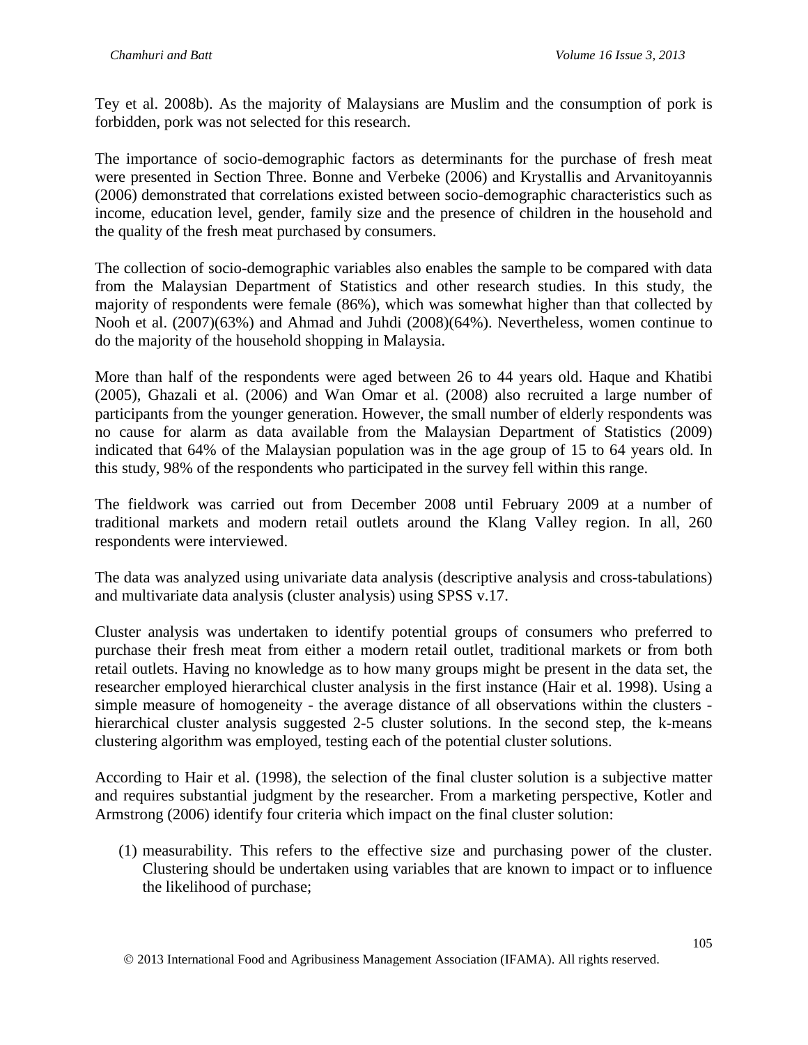Tey et al. 2008b). As the majority of Malaysians are Muslim and the consumption of pork is forbidden, pork was not selected for this research.

The importance of socio-demographic factors as determinants for the purchase of fresh meat were presented in Section Three. Bonne and Verbeke (2006) and Krystallis and Arvanitoyannis (2006) demonstrated that correlations existed between socio-demographic characteristics such as income, education level, gender, family size and the presence of children in the household and the quality of the fresh meat purchased by consumers.

The collection of socio-demographic variables also enables the sample to be compared with data from the Malaysian Department of Statistics and other research studies. In this study, the majority of respondents were female (86%), which was somewhat higher than that collected by Nooh et al. (2007)(63%) and Ahmad and Juhdi (2008)(64%). Nevertheless, women continue to do the majority of the household shopping in Malaysia.

More than half of the respondents were aged between 26 to 44 years old. Haque and Khatibi (2005), Ghazali et al. (2006) and Wan Omar et al. (2008) also recruited a large number of participants from the younger generation. However, the small number of elderly respondents was no cause for alarm as data available from the Malaysian Department of Statistics (2009) indicated that 64% of the Malaysian population was in the age group of 15 to 64 years old. In this study, 98% of the respondents who participated in the survey fell within this range.

The fieldwork was carried out from December 2008 until February 2009 at a number of traditional markets and modern retail outlets around the Klang Valley region. In all, 260 respondents were interviewed.

The data was analyzed using univariate data analysis (descriptive analysis and cross-tabulations) and multivariate data analysis (cluster analysis) using SPSS v.17.

Cluster analysis was undertaken to identify potential groups of consumers who preferred to purchase their fresh meat from either a modern retail outlet, traditional markets or from both retail outlets. Having no knowledge as to how many groups might be present in the data set, the researcher employed hierarchical cluster analysis in the first instance (Hair et al. 1998). Using a simple measure of homogeneity - the average distance of all observations within the clusters - hierarchical cluster analysis suggested 2-5 cluster solutions. In the second step, the k-means clustering algorithm was employed, testing each of the potential cluster solutions.

According to Hair et al. (1998), the selection of the final cluster solution is a subjective matter and requires substantial judgment by the researcher. From a marketing perspective, Kotler and Armstrong (2006) identify four criteria which impact on the final cluster solution:

(1) measurability. This refers to the effective size and purchasing power of the cluster. Clustering should be undertaken using variables that are known to impact or to influence the likelihood of purchase;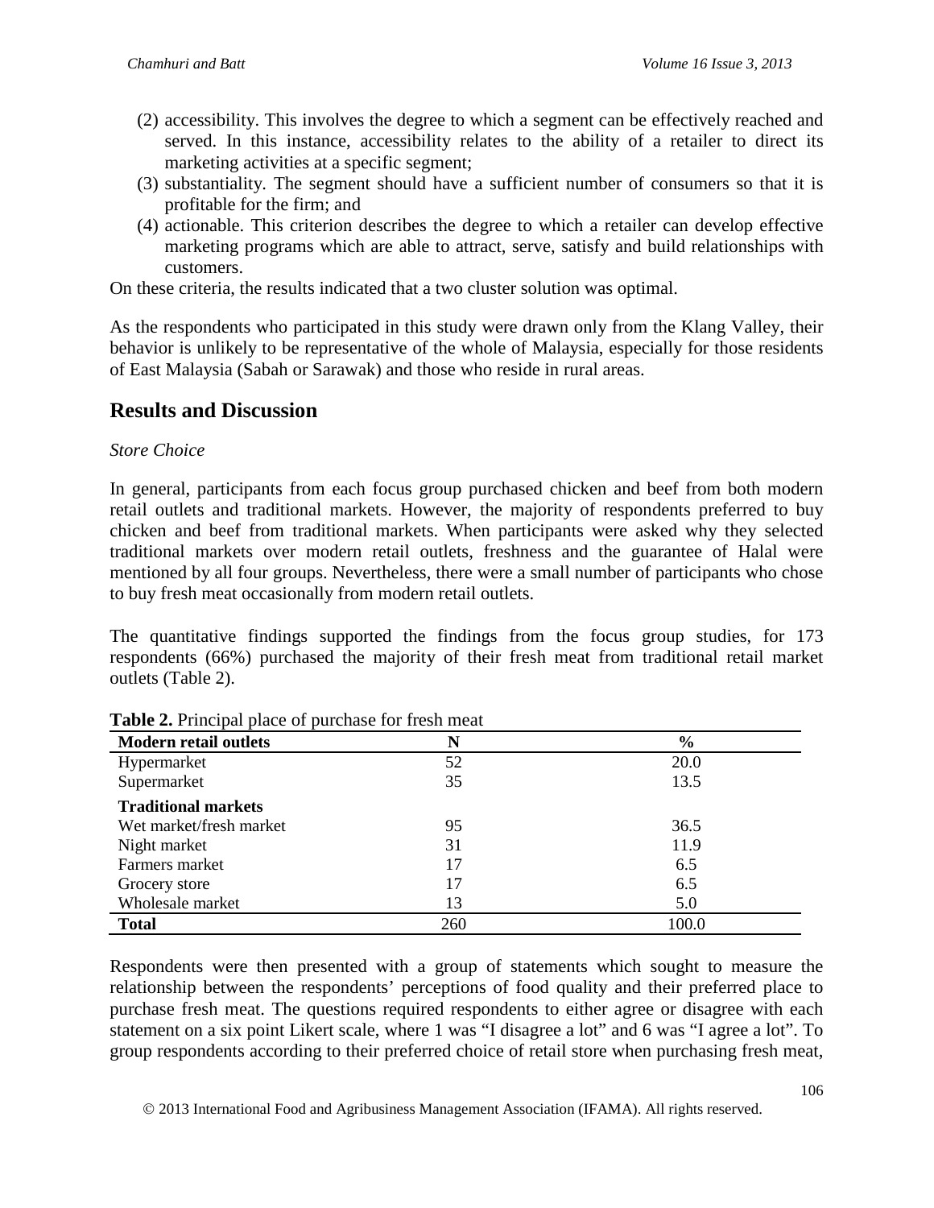(2) accessibility. This involves the degree to which a segment can be effectively reached and served. In this instance, accessibility relates to the ability of a retailer to direct its marketing activities at a specific segment;
(3) substantiality. The segment should have a sufficient number of consumers so that it is profitable for the firm; and
(4) actionable. This criterion describes the degree to which a retailer can develop effective marketing programs which are able to attract, serve, satisfy and build relationships with customers.

On these criteria, the results indicated that a two cluster solution was optimal.

As the respondents who participated in this study were drawn only from the Klang Valley, their behavior is unlikely to be representative of the whole of Malaysia, especially for those residents of East Malaysia (Sabah or Sarawak) and those who reside in rural areas.

## Results and Discussion

*Store Choice*

In general, participants from each focus group purchased chicken and beef from both modern retail outlets and traditional markets. However, the majority of respondents preferred to buy chicken and beef from traditional markets. When participants were asked why they selected traditional markets over modern retail outlets, freshness and the guarantee of Halal were mentioned by all four groups. Nevertheless, there were a small number of participants who chose to buy fresh meat occasionally from modern retail outlets.

The quantitative findings supported the findings from the focus group studies, for 173 respondents (66%) purchased the majority of their fresh meat from traditional retail market outlets (Table 2).

**Table 2.** Principal place of purchase for fresh meat

| **Modern retail outlets** | **N** | **%** |
|---|---|---|
| Hypermarket | 52 | 20.0 |
| Supermarket | 35 | 13.5 |
| **Traditional markets** | | |
| Wet market/fresh market | 95 | 36.5 |
| Night market | 31 | 11.9 |
| Farmers market | 17 | 6.5 |
| Grocery store | 17 | 6.5 |
| Wholesale market | 13 | 5.0 |
| **Total** | 260 | 100.0 |

Respondents were then presented with a group of statements which sought to measure the relationship between the respondents' perceptions of food quality and their preferred place to purchase fresh meat. The questions required respondents to either agree or disagree with each statement on a six point Likert scale, where 1 was "I disagree a lot" and 6 was "I agree a lot". To group respondents according to their preferred choice of retail store when purchasing fresh meat,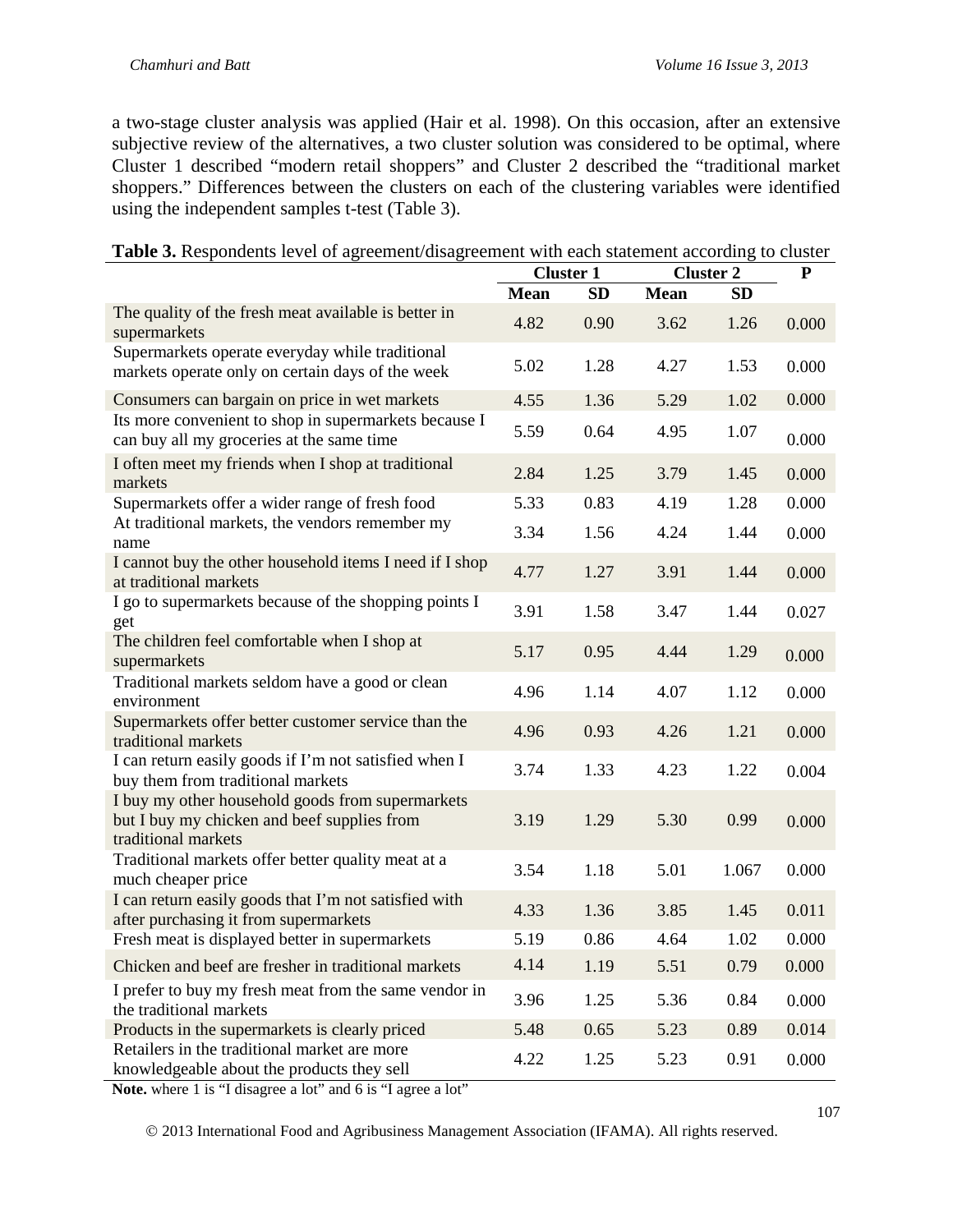a two-stage cluster analysis was applied (Hair et al. 1998). On this occasion, after an extensive subjective review of the alternatives, a two cluster solution was considered to be optimal, where Cluster 1 described "modern retail shoppers" and Cluster 2 described the "traditional market shoppers." Differences between the clusters on each of the clustering variables were identified using the independent samples t-test (Table 3).

**Table 3.** Respondents level of agreement/disagreement with each statement according to cluster

| | Cluster 1 | | Cluster 2 | | P |
|---|---|---|---|---|---|
| | Mean | SD | Mean | SD | |
| The quality of the fresh meat available is better in supermarkets | 4.82 | 0.90 | 3.62 | 1.26 | 0.000 |
| Supermarkets operate everyday while traditional markets operate only on certain days of the week | 5.02 | 1.28 | 4.27 | 1.53 | 0.000 |
| Consumers can bargain on price in wet markets | 4.55 | 1.36 | 5.29 | 1.02 | 0.000 |
| Its more convenient to shop in supermarkets because I can buy all my groceries at the same time | 5.59 | 0.64 | 4.95 | 1.07 | 0.000 |
| I often meet my friends when I shop at traditional markets | 2.84 | 1.25 | 3.79 | 1.45 | 0.000 |
| Supermarkets offer a wider range of fresh food | 5.33 | 0.83 | 4.19 | 1.28 | 0.000 |
| At traditional markets, the vendors remember my name | 3.34 | 1.56 | 4.24 | 1.44 | 0.000 |
| I cannot buy the other household items I need if I shop at traditional markets | 4.77 | 1.27 | 3.91 | 1.44 | 0.000 |
| I go to supermarkets because of the shopping points I get | 3.91 | 1.58 | 3.47 | 1.44 | 0.027 |
| The children feel comfortable when I shop at supermarkets | 5.17 | 0.95 | 4.44 | 1.29 | 0.000 |
| Traditional markets seldom have a good or clean environment | 4.96 | 1.14 | 4.07 | 1.12 | 0.000 |
| Supermarkets offer better customer service than the traditional markets | 4.96 | 0.93 | 4.26 | 1.21 | 0.000 |
| I can return easily goods if I'm not satisfied when I buy them from traditional markets | 3.74 | 1.33 | 4.23 | 1.22 | 0.004 |
| I buy my other household goods from supermarkets but I buy my chicken and beef supplies from traditional markets | 3.19 | 1.29 | 5.30 | 0.99 | 0.000 |
| Traditional markets offer better quality meat at a much cheaper price | 3.54 | 1.18 | 5.01 | 1.067 | 0.000 |
| I can return easily goods that I'm not satisfied with after purchasing it from supermarkets | 4.33 | 1.36 | 3.85 | 1.45 | 0.011 |
| Fresh meat is displayed better in supermarkets | 5.19 | 0.86 | 4.64 | 1.02 | 0.000 |
| Chicken and beef are fresher in traditional markets | 4.14 | 1.19 | 5.51 | 0.79 | 0.000 |
| I prefer to buy my fresh meat from the same vendor in the traditional markets | 3.96 | 1.25 | 5.36 | 0.84 | 0.000 |
| Products in the supermarkets is clearly priced | 5.48 | 0.65 | 5.23 | 0.89 | 0.014 |
| Retailers in the traditional market are more knowledgeable about the products they sell | 4.22 | 1.25 | 5.23 | 0.91 | 0.000 |

**Note.** where 1 is "I disagree a lot" and 6 is "I agree a lot"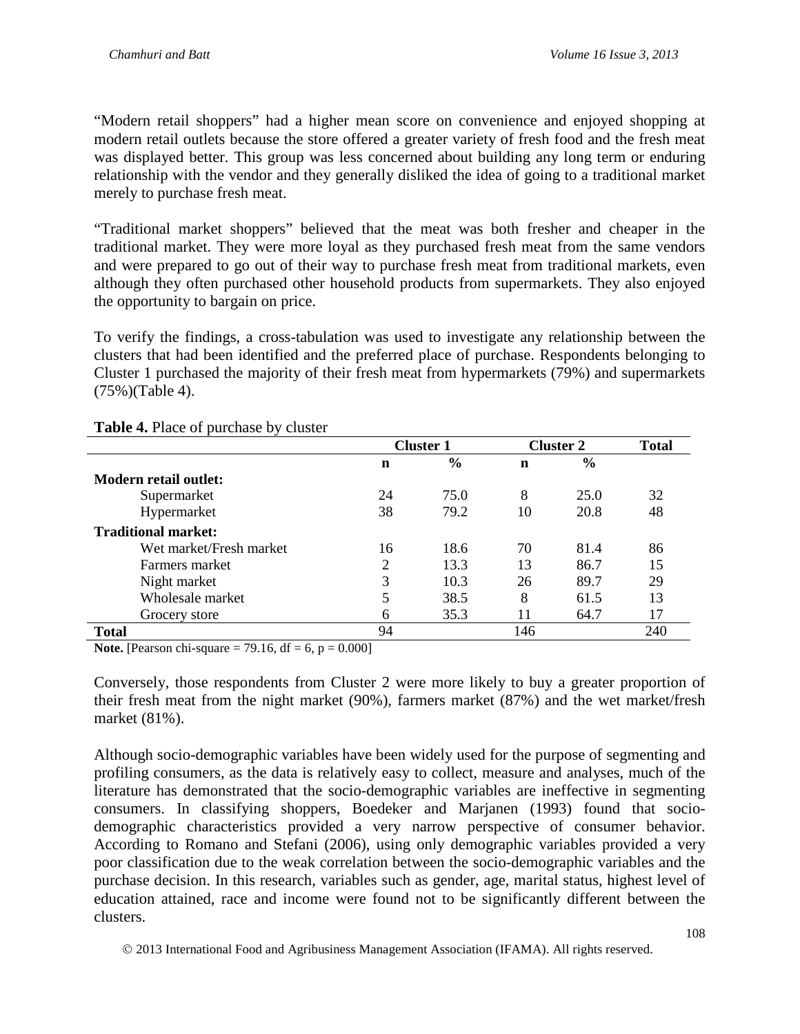"Modern retail shoppers" had a higher mean score on convenience and enjoyed shopping at modern retail outlets because the store offered a greater variety of fresh food and the fresh meat was displayed better. This group was less concerned about building any long term or enduring relationship with the vendor and they generally disliked the idea of going to a traditional market merely to purchase fresh meat.

"Traditional market shoppers" believed that the meat was both fresher and cheaper in the traditional market. They were more loyal as they purchased fresh meat from the same vendors and were prepared to go out of their way to purchase fresh meat from traditional markets, even although they often purchased other household products from supermarkets. They also enjoyed the opportunity to bargain on price.

To verify the findings, a cross-tabulation was used to investigate any relationship between the clusters that had been identified and the preferred place of purchase. Respondents belonging to Cluster 1 purchased the majority of their fresh meat from hypermarkets (79%) and supermarkets (75%)(Table 4).

**Table 4.** Place of purchase by cluster

| | Cluster 1 | | Cluster 2 | | Total |
|---|---|---|---|---|---|
| | **n** | **%** | **n** | **%** | |
| **Modern retail outlet:** | | | | | |
| Supermarket | 24 | 75.0 | 8 | 25.0 | 32 |
| Hypermarket | 38 | 79.2 | 10 | 20.8 | 48 |
| **Traditional market:** | | | | | |
| Wet market/Fresh market | 16 | 18.6 | 70 | 81.4 | 86 |
| Farmers market | 2 | 13.3 | 13 | 86.7 | 15 |
| Night market | 3 | 10.3 | 26 | 89.7 | 29 |
| Wholesale market | 5 | 38.5 | 8 | 61.5 | 13 |
| Grocery store | 6 | 35.3 | 11 | 64.7 | 17 |
| **Total** | 94 | | 146 | | 240 |

**Note.** [Pearson chi-square = 79.16, df = 6, p = 0.000]

Conversely, those respondents from Cluster 2 were more likely to buy a greater proportion of their fresh meat from the night market (90%), farmers market (87%) and the wet market/fresh market (81%).

Although socio-demographic variables have been widely used for the purpose of segmenting and profiling consumers, as the data is relatively easy to collect, measure and analyses, much of the literature has demonstrated that the socio-demographic variables are ineffective in segmenting consumers. In classifying shoppers, Boedeker and Marjanen (1993) found that socio-demographic characteristics provided a very narrow perspective of consumer behavior. According to Romano and Stefani (2006), using only demographic variables provided a very poor classification due to the weak correlation between the socio-demographic variables and the purchase decision. In this research, variables such as gender, age, marital status, highest level of education attained, race and income were found not to be significantly different between the clusters.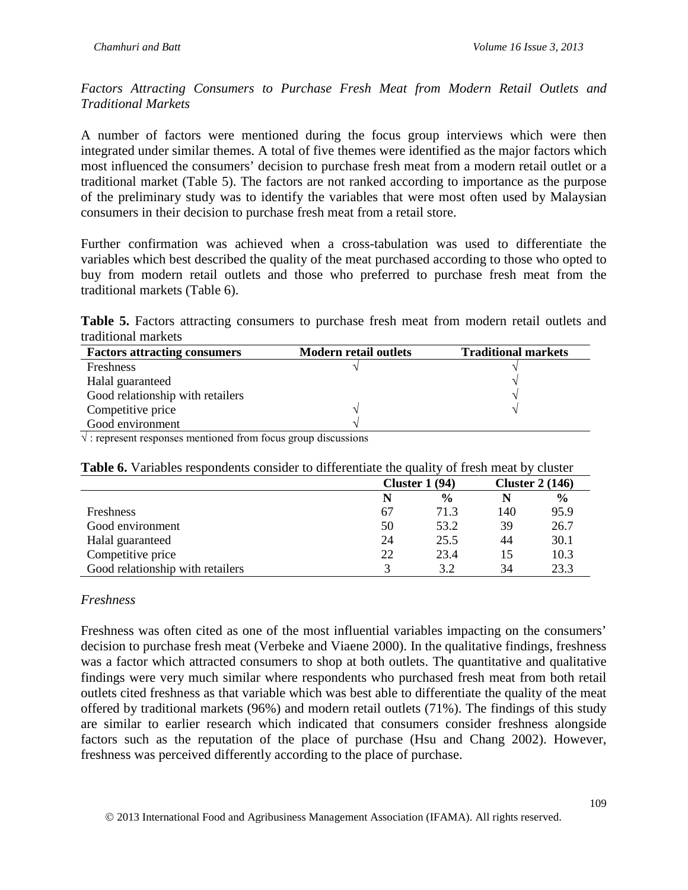*Factors Attracting Consumers to Purchase Fresh Meat from Modern Retail Outlets and Traditional Markets*

A number of factors were mentioned during the focus group interviews which were then integrated under similar themes. A total of five themes were identified as the major factors which most influenced the consumers' decision to purchase fresh meat from a modern retail outlet or a traditional market (Table 5). The factors are not ranked according to importance as the purpose of the preliminary study was to identify the variables that were most often used by Malaysian consumers in their decision to purchase fresh meat from a retail store.

Further confirmation was achieved when a cross-tabulation was used to differentiate the variables which best described the quality of the meat purchased according to those who opted to buy from modern retail outlets and those who preferred to purchase fresh meat from the traditional markets (Table 6).

**Table 5.** Factors attracting consumers to purchase fresh meat from modern retail outlets and traditional markets

| Factors attracting consumers | Modern retail outlets | Traditional markets |
|---|---|---|
| Freshness | √ | √ |
| Halal guaranteed | | √ |
| Good relationship with retailers | | √ |
| Competitive price | √ | √ |
| Good environment | √ | |

√ : represent responses mentioned from focus group discussions

**Table 6.** Variables respondents consider to differentiate the quality of fresh meat by cluster

| | Cluster 1 (94) | | Cluster 2 (146) | |
|---|---|---|---|---|
| | N | % | N | % |
| Freshness | 67 | 71.3 | 140 | 95.9 |
| Good environment | 50 | 53.2 | 39 | 26.7 |
| Halal guaranteed | 24 | 25.5 | 44 | 30.1 |
| Competitive price | 22 | 23.4 | 15 | 10.3 |
| Good relationship with retailers | 3 | 3.2 | 34 | 23.3 |

*Freshness*

Freshness was often cited as one of the most influential variables impacting on the consumers' decision to purchase fresh meat (Verbeke and Viaene 2000). In the qualitative findings, freshness was a factor which attracted consumers to shop at both outlets. The quantitative and qualitative findings were very much similar where respondents who purchased fresh meat from both retail outlets cited freshness as that variable which was best able to differentiate the quality of the meat offered by traditional markets (96%) and modern retail outlets (71%). The findings of this study are similar to earlier research which indicated that consumers consider freshness alongside factors such as the reputation of the place of purchase (Hsu and Chang 2002). However, freshness was perceived differently according to the place of purchase.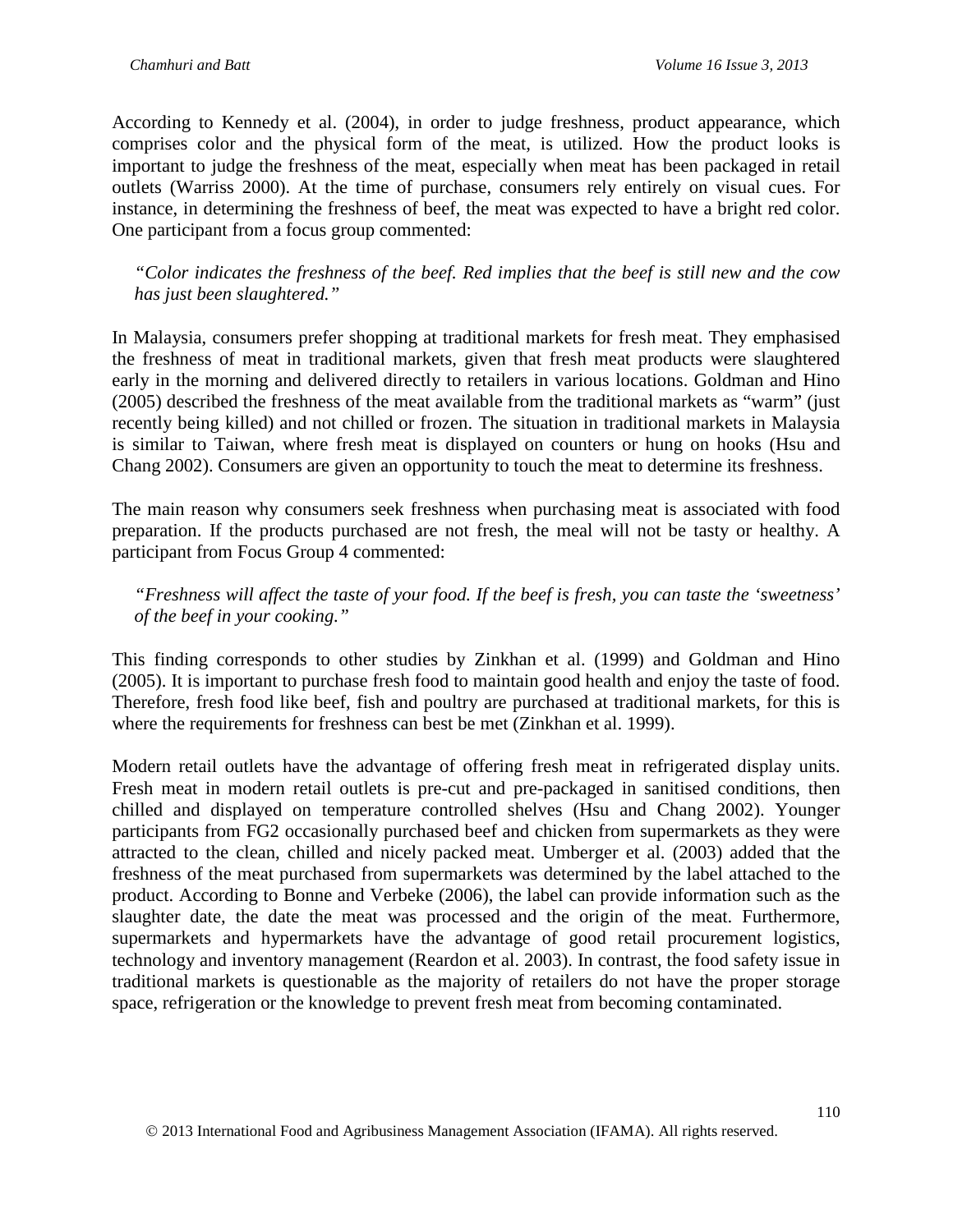According to Kennedy et al. (2004), in order to judge freshness, product appearance, which comprises color and the physical form of the meat, is utilized. How the product looks is important to judge the freshness of the meat, especially when meat has been packaged in retail outlets (Warriss 2000). At the time of purchase, consumers rely entirely on visual cues. For instance, in determining the freshness of beef, the meat was expected to have a bright red color. One participant from a focus group commented:

> *"Color indicates the freshness of the beef. Red implies that the beef is still new and the cow has just been slaughtered."*

In Malaysia, consumers prefer shopping at traditional markets for fresh meat. They emphasised the freshness of meat in traditional markets, given that fresh meat products were slaughtered early in the morning and delivered directly to retailers in various locations. Goldman and Hino (2005) described the freshness of the meat available from the traditional markets as "warm" (just recently being killed) and not chilled or frozen. The situation in traditional markets in Malaysia is similar to Taiwan, where fresh meat is displayed on counters or hung on hooks (Hsu and Chang 2002). Consumers are given an opportunity to touch the meat to determine its freshness.

The main reason why consumers seek freshness when purchasing meat is associated with food preparation. If the products purchased are not fresh, the meal will not be tasty or healthy. A participant from Focus Group 4 commented:

> *"Freshness will affect the taste of your food. If the beef is fresh, you can taste the 'sweetness' of the beef in your cooking."*

This finding corresponds to other studies by Zinkhan et al. (1999) and Goldman and Hino (2005). It is important to purchase fresh food to maintain good health and enjoy the taste of food. Therefore, fresh food like beef, fish and poultry are purchased at traditional markets, for this is where the requirements for freshness can best be met (Zinkhan et al. 1999).

Modern retail outlets have the advantage of offering fresh meat in refrigerated display units. Fresh meat in modern retail outlets is pre-cut and pre-packaged in sanitised conditions, then chilled and displayed on temperature controlled shelves (Hsu and Chang 2002). Younger participants from FG2 occasionally purchased beef and chicken from supermarkets as they were attracted to the clean, chilled and nicely packed meat. Umberger et al. (2003) added that the freshness of the meat purchased from supermarkets was determined by the label attached to the product. According to Bonne and Verbeke (2006), the label can provide information such as the slaughter date, the date the meat was processed and the origin of the meat. Furthermore, supermarkets and hypermarkets have the advantage of good retail procurement logistics, technology and inventory management (Reardon et al. 2003). In contrast, the food safety issue in traditional markets is questionable as the majority of retailers do not have the proper storage space, refrigeration or the knowledge to prevent fresh meat from becoming contaminated.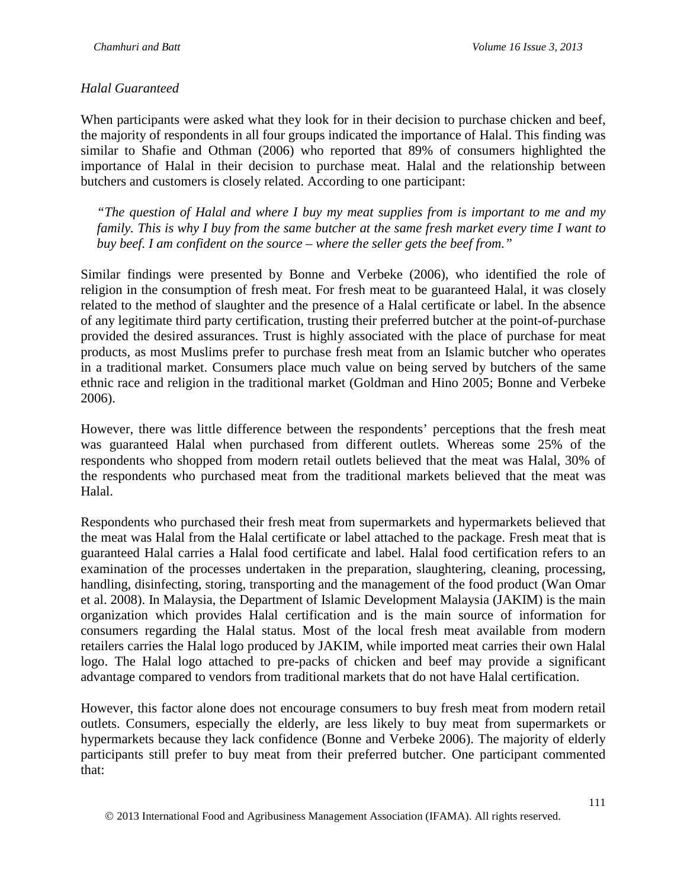*Halal Guaranteed*

When participants were asked what they look for in their decision to purchase chicken and beef, the majority of respondents in all four groups indicated the importance of Halal. This finding was similar to Shafie and Othman (2006) who reported that 89% of consumers highlighted the importance of Halal in their decision to purchase meat. Halal and the relationship between butchers and customers is closely related. According to one participant:

> *"The question of Halal and where I buy my meat supplies from is important to me and my family. This is why I buy from the same butcher at the same fresh market every time I want to buy beef. I am confident on the source – where the seller gets the beef from."*

Similar findings were presented by Bonne and Verbeke (2006), who identified the role of religion in the consumption of fresh meat. For fresh meat to be guaranteed Halal, it was closely related to the method of slaughter and the presence of a Halal certificate or label. In the absence of any legitimate third party certification, trusting their preferred butcher at the point-of-purchase provided the desired assurances. Trust is highly associated with the place of purchase for meat products, as most Muslims prefer to purchase fresh meat from an Islamic butcher who operates in a traditional market. Consumers place much value on being served by butchers of the same ethnic race and religion in the traditional market (Goldman and Hino 2005; Bonne and Verbeke 2006).

However, there was little difference between the respondents' perceptions that the fresh meat was guaranteed Halal when purchased from different outlets. Whereas some 25% of the respondents who shopped from modern retail outlets believed that the meat was Halal, 30% of the respondents who purchased meat from the traditional markets believed that the meat was Halal.

Respondents who purchased their fresh meat from supermarkets and hypermarkets believed that the meat was Halal from the Halal certificate or label attached to the package. Fresh meat that is guaranteed Halal carries a Halal food certificate and label. Halal food certification refers to an examination of the processes undertaken in the preparation, slaughtering, cleaning, processing, handling, disinfecting, storing, transporting and the management of the food product (Wan Omar et al. 2008). In Malaysia, the Department of Islamic Development Malaysia (JAKIM) is the main organization which provides Halal certification and is the main source of information for consumers regarding the Halal status. Most of the local fresh meat available from modern retailers carries the Halal logo produced by JAKIM, while imported meat carries their own Halal logo. The Halal logo attached to pre-packs of chicken and beef may provide a significant advantage compared to vendors from traditional markets that do not have Halal certification.

However, this factor alone does not encourage consumers to buy fresh meat from modern retail outlets. Consumers, especially the elderly, are less likely to buy meat from supermarkets or hypermarkets because they lack confidence (Bonne and Verbeke 2006). The majority of elderly participants still prefer to buy meat from their preferred butcher. One participant commented that: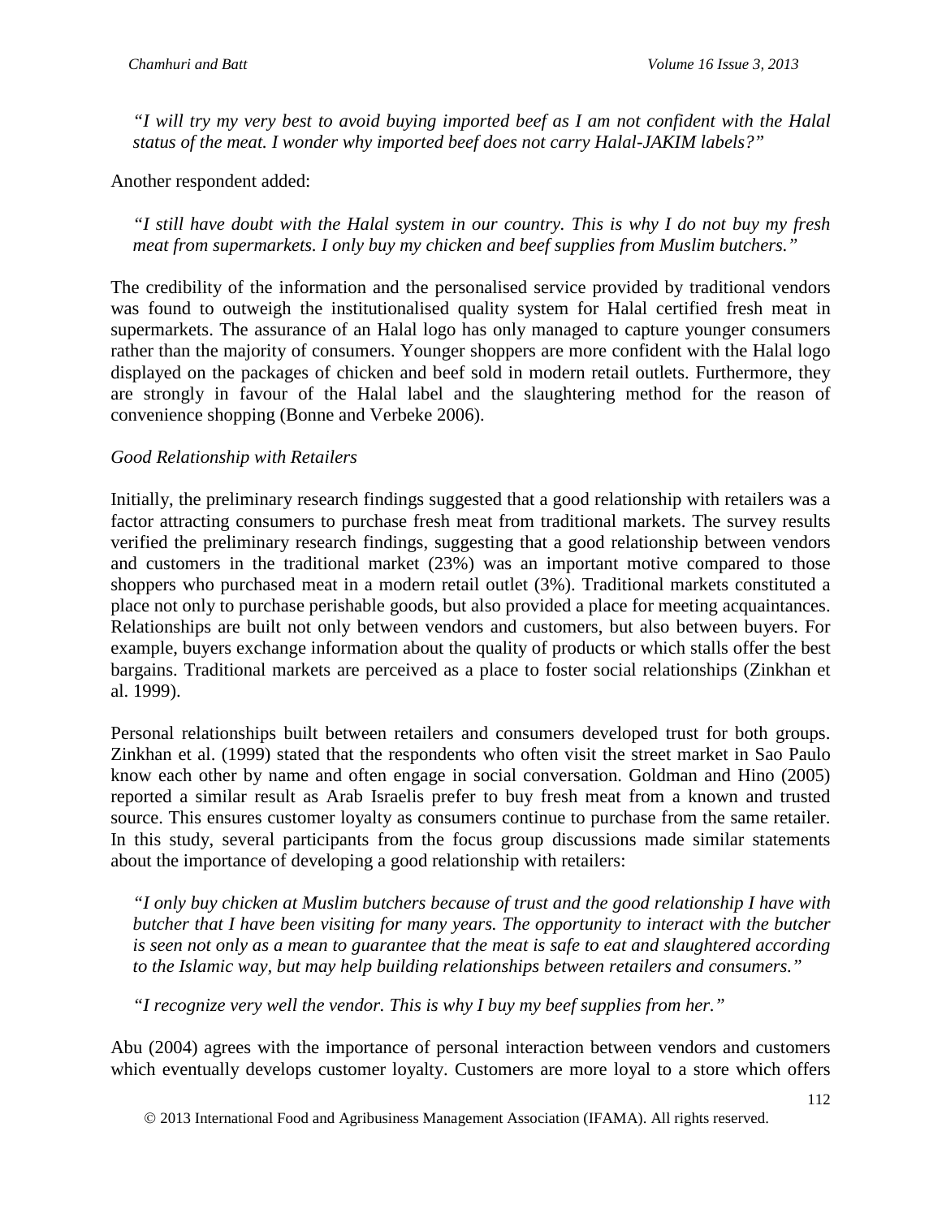*"I will try my very best to avoid buying imported beef as I am not confident with the Halal status of the meat. I wonder why imported beef does not carry Halal-JAKIM labels?"*

Another respondent added:

*"I still have doubt with the Halal system in our country. This is why I do not buy my fresh meat from supermarkets. I only buy my chicken and beef supplies from Muslim butchers."*

The credibility of the information and the personalised service provided by traditional vendors was found to outweigh the institutionalised quality system for Halal certified fresh meat in supermarkets. The assurance of an Halal logo has only managed to capture younger consumers rather than the majority of consumers. Younger shoppers are more confident with the Halal logo displayed on the packages of chicken and beef sold in modern retail outlets. Furthermore, they are strongly in favour of the Halal label and the slaughtering method for the reason of convenience shopping (Bonne and Verbeke 2006).

*Good Relationship with Retailers*

Initially, the preliminary research findings suggested that a good relationship with retailers was a factor attracting consumers to purchase fresh meat from traditional markets. The survey results verified the preliminary research findings, suggesting that a good relationship between vendors and customers in the traditional market (23%) was an important motive compared to those shoppers who purchased meat in a modern retail outlet (3%). Traditional markets constituted a place not only to purchase perishable goods, but also provided a place for meeting acquaintances. Relationships are built not only between vendors and customers, but also between buyers. For example, buyers exchange information about the quality of products or which stalls offer the best bargains. Traditional markets are perceived as a place to foster social relationships (Zinkhan et al. 1999).

Personal relationships built between retailers and consumers developed trust for both groups. Zinkhan et al. (1999) stated that the respondents who often visit the street market in Sao Paulo know each other by name and often engage in social conversation. Goldman and Hino (2005) reported a similar result as Arab Israelis prefer to buy fresh meat from a known and trusted source. This ensures customer loyalty as consumers continue to purchase from the same retailer. In this study, several participants from the focus group discussions made similar statements about the importance of developing a good relationship with retailers:

*"I only buy chicken at Muslim butchers because of trust and the good relationship I have with butcher that I have been visiting for many years. The opportunity to interact with the butcher is seen not only as a mean to guarantee that the meat is safe to eat and slaughtered according to the Islamic way, but may help building relationships between retailers and consumers."*

*"I recognize very well the vendor. This is why I buy my beef supplies from her."*

Abu (2004) agrees with the importance of personal interaction between vendors and customers which eventually develops customer loyalty. Customers are more loyal to a store which offers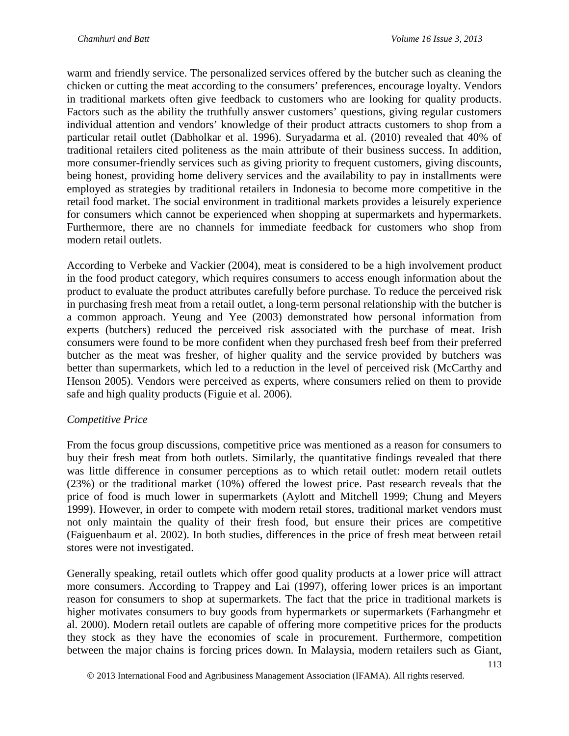warm and friendly service. The personalized services offered by the butcher such as cleaning the chicken or cutting the meat according to the consumers' preferences, encourage loyalty. Vendors in traditional markets often give feedback to customers who are looking for quality products. Factors such as the ability the truthfully answer customers' questions, giving regular customers individual attention and vendors' knowledge of their product attracts customers to shop from a particular retail outlet (Dabholkar et al. 1996). Suryadarma et al. (2010) revealed that 40% of traditional retailers cited politeness as the main attribute of their business success. In addition, more consumer-friendly services such as giving priority to frequent customers, giving discounts, being honest, providing home delivery services and the availability to pay in installments were employed as strategies by traditional retailers in Indonesia to become more competitive in the retail food market. The social environment in traditional markets provides a leisurely experience for consumers which cannot be experienced when shopping at supermarkets and hypermarkets. Furthermore, there are no channels for immediate feedback for customers who shop from modern retail outlets.

According to Verbeke and Vackier (2004), meat is considered to be a high involvement product in the food product category, which requires consumers to access enough information about the product to evaluate the product attributes carefully before purchase. To reduce the perceived risk in purchasing fresh meat from a retail outlet, a long-term personal relationship with the butcher is a common approach. Yeung and Yee (2003) demonstrated how personal information from experts (butchers) reduced the perceived risk associated with the purchase of meat. Irish consumers were found to be more confident when they purchased fresh beef from their preferred butcher as the meat was fresher, of higher quality and the service provided by butchers was better than supermarkets, which led to a reduction in the level of perceived risk (McCarthy and Henson 2005). Vendors were perceived as experts, where consumers relied on them to provide safe and high quality products (Figuie et al. 2006).

*Competitive Price*

From the focus group discussions, competitive price was mentioned as a reason for consumers to buy their fresh meat from both outlets. Similarly, the quantitative findings revealed that there was little difference in consumer perceptions as to which retail outlet: modern retail outlets (23%) or the traditional market (10%) offered the lowest price. Past research reveals that the price of food is much lower in supermarkets (Aylott and Mitchell 1999; Chung and Meyers 1999). However, in order to compete with modern retail stores, traditional market vendors must not only maintain the quality of their fresh food, but ensure their prices are competitive (Faiguenbaum et al. 2002). In both studies, differences in the price of fresh meat between retail stores were not investigated.

Generally speaking, retail outlets which offer good quality products at a lower price will attract more consumers. According to Trappey and Lai (1997), offering lower prices is an important reason for consumers to shop at supermarkets. The fact that the price in traditional markets is higher motivates consumers to buy goods from hypermarkets or supermarkets (Farhangmehr et al. 2000). Modern retail outlets are capable of offering more competitive prices for the products they stock as they have the economies of scale in procurement. Furthermore, competition between the major chains is forcing prices down. In Malaysia, modern retailers such as Giant,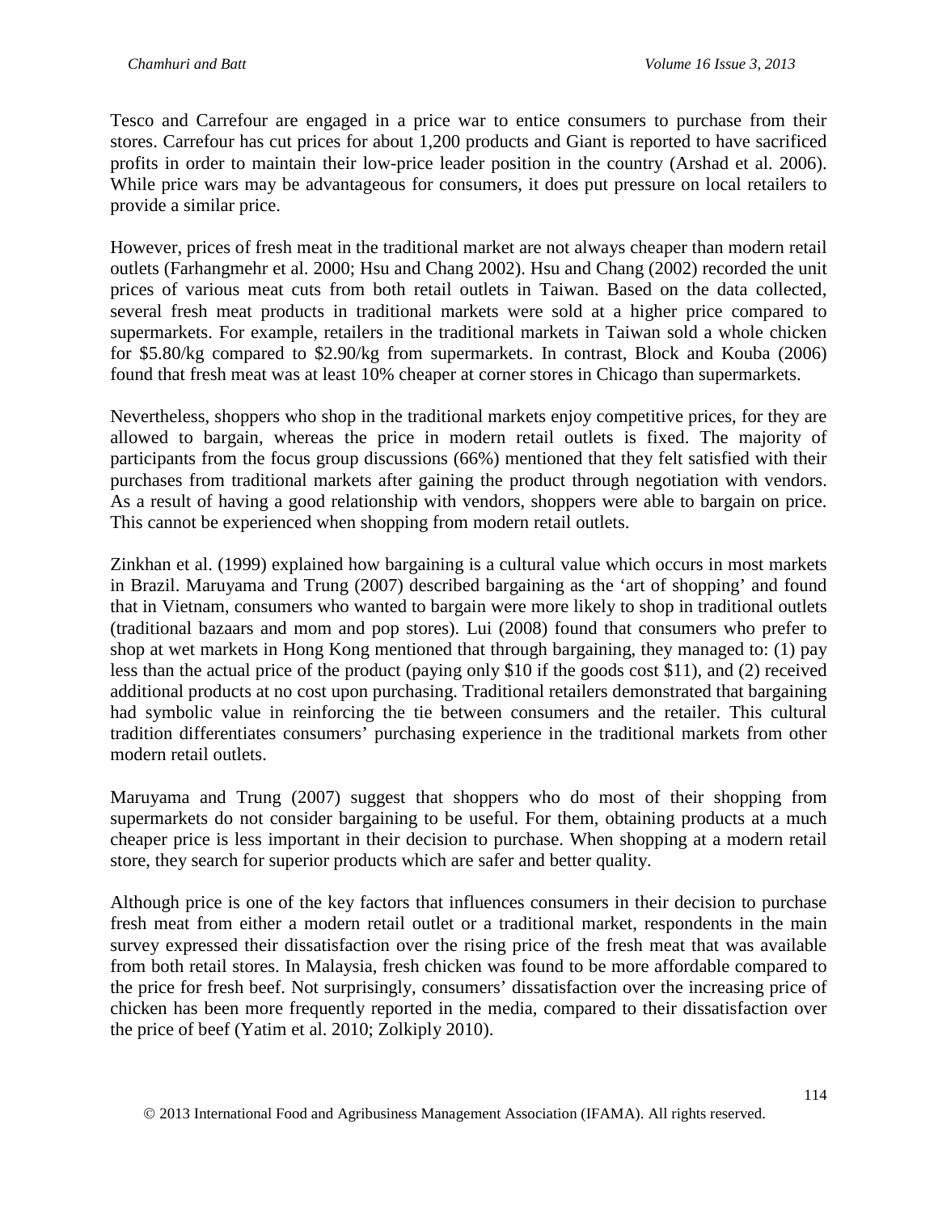Tesco and Carrefour are engaged in a price war to entice consumers to purchase from their stores. Carrefour has cut prices for about 1,200 products and Giant is reported to have sacrificed profits in order to maintain their low-price leader position in the country (Arshad et al. 2006). While price wars may be advantageous for consumers, it does put pressure on local retailers to provide a similar price.

However, prices of fresh meat in the traditional market are not always cheaper than modern retail outlets (Farhangmehr et al. 2000; Hsu and Chang 2002). Hsu and Chang (2002) recorded the unit prices of various meat cuts from both retail outlets in Taiwan. Based on the data collected, several fresh meat products in traditional markets were sold at a higher price compared to supermarkets. For example, retailers in the traditional markets in Taiwan sold a whole chicken for $5.80/kg compared to $2.90/kg from supermarkets. In contrast, Block and Kouba (2006) found that fresh meat was at least 10% cheaper at corner stores in Chicago than supermarkets.

Nevertheless, shoppers who shop in the traditional markets enjoy competitive prices, for they are allowed to bargain, whereas the price in modern retail outlets is fixed. The majority of participants from the focus group discussions (66%) mentioned that they felt satisfied with their purchases from traditional markets after gaining the product through negotiation with vendors. As a result of having a good relationship with vendors, shoppers were able to bargain on price. This cannot be experienced when shopping from modern retail outlets.

Zinkhan et al. (1999) explained how bargaining is a cultural value which occurs in most markets in Brazil. Maruyama and Trung (2007) described bargaining as the 'art of shopping' and found that in Vietnam, consumers who wanted to bargain were more likely to shop in traditional outlets (traditional bazaars and mom and pop stores). Lui (2008) found that consumers who prefer to shop at wet markets in Hong Kong mentioned that through bargaining, they managed to: (1) pay less than the actual price of the product (paying only $10 if the goods cost $11), and (2) received additional products at no cost upon purchasing. Traditional retailers demonstrated that bargaining had symbolic value in reinforcing the tie between consumers and the retailer. This cultural tradition differentiates consumers' purchasing experience in the traditional markets from other modern retail outlets.

Maruyama and Trung (2007) suggest that shoppers who do most of their shopping from supermarkets do not consider bargaining to be useful. For them, obtaining products at a much cheaper price is less important in their decision to purchase. When shopping at a modern retail store, they search for superior products which are safer and better quality.

Although price is one of the key factors that influences consumers in their decision to purchase fresh meat from either a modern retail outlet or a traditional market, respondents in the main survey expressed their dissatisfaction over the rising price of the fresh meat that was available from both retail stores. In Malaysia, fresh chicken was found to be more affordable compared to the price for fresh beef. Not surprisingly, consumers' dissatisfaction over the increasing price of chicken has been more frequently reported in the media, compared to their dissatisfaction over the price of beef (Yatim et al. 2010; Zolkiply 2010).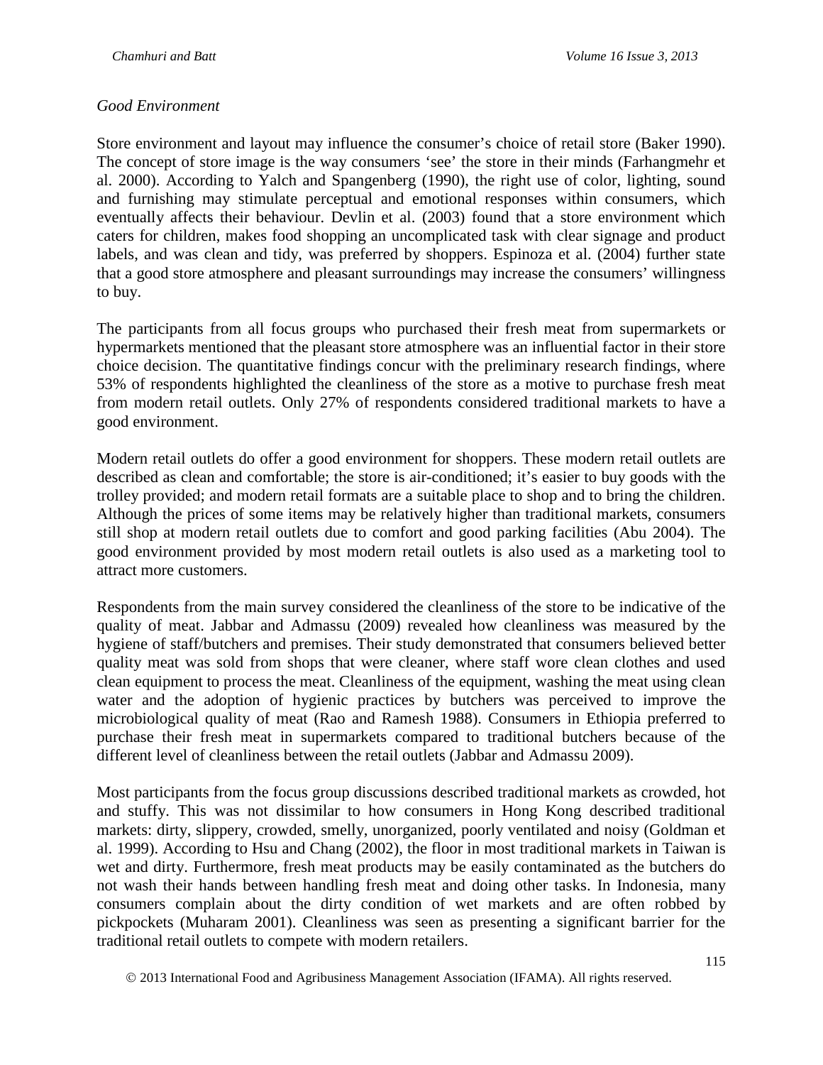*Good Environment*

Store environment and layout may influence the consumer's choice of retail store (Baker 1990). The concept of store image is the way consumers 'see' the store in their minds (Farhangmehr et al. 2000). According to Yalch and Spangenberg (1990), the right use of color, lighting, sound and furnishing may stimulate perceptual and emotional responses within consumers, which eventually affects their behaviour. Devlin et al. (2003) found that a store environment which caters for children, makes food shopping an uncomplicated task with clear signage and product labels, and was clean and tidy, was preferred by shoppers. Espinoza et al. (2004) further state that a good store atmosphere and pleasant surroundings may increase the consumers' willingness to buy.

The participants from all focus groups who purchased their fresh meat from supermarkets or hypermarkets mentioned that the pleasant store atmosphere was an influential factor in their store choice decision. The quantitative findings concur with the preliminary research findings, where 53% of respondents highlighted the cleanliness of the store as a motive to purchase fresh meat from modern retail outlets. Only 27% of respondents considered traditional markets to have a good environment.

Modern retail outlets do offer a good environment for shoppers. These modern retail outlets are described as clean and comfortable; the store is air-conditioned; it's easier to buy goods with the trolley provided; and modern retail formats are a suitable place to shop and to bring the children. Although the prices of some items may be relatively higher than traditional markets, consumers still shop at modern retail outlets due to comfort and good parking facilities (Abu 2004). The good environment provided by most modern retail outlets is also used as a marketing tool to attract more customers.

Respondents from the main survey considered the cleanliness of the store to be indicative of the quality of meat. Jabbar and Admassu (2009) revealed how cleanliness was measured by the hygiene of staff/butchers and premises. Their study demonstrated that consumers believed better quality meat was sold from shops that were cleaner, where staff wore clean clothes and used clean equipment to process the meat. Cleanliness of the equipment, washing the meat using clean water and the adoption of hygienic practices by butchers was perceived to improve the microbiological quality of meat (Rao and Ramesh 1988). Consumers in Ethiopia preferred to purchase their fresh meat in supermarkets compared to traditional butchers because of the different level of cleanliness between the retail outlets (Jabbar and Admassu 2009).

Most participants from the focus group discussions described traditional markets as crowded, hot and stuffy. This was not dissimilar to how consumers in Hong Kong described traditional markets: dirty, slippery, crowded, smelly, unorganized, poorly ventilated and noisy (Goldman et al. 1999). According to Hsu and Chang (2002), the floor in most traditional markets in Taiwan is wet and dirty. Furthermore, fresh meat products may be easily contaminated as the butchers do not wash their hands between handling fresh meat and doing other tasks. In Indonesia, many consumers complain about the dirty condition of wet markets and are often robbed by pickpockets (Muharam 2001). Cleanliness was seen as presenting a significant barrier for the traditional retail outlets to compete with modern retailers.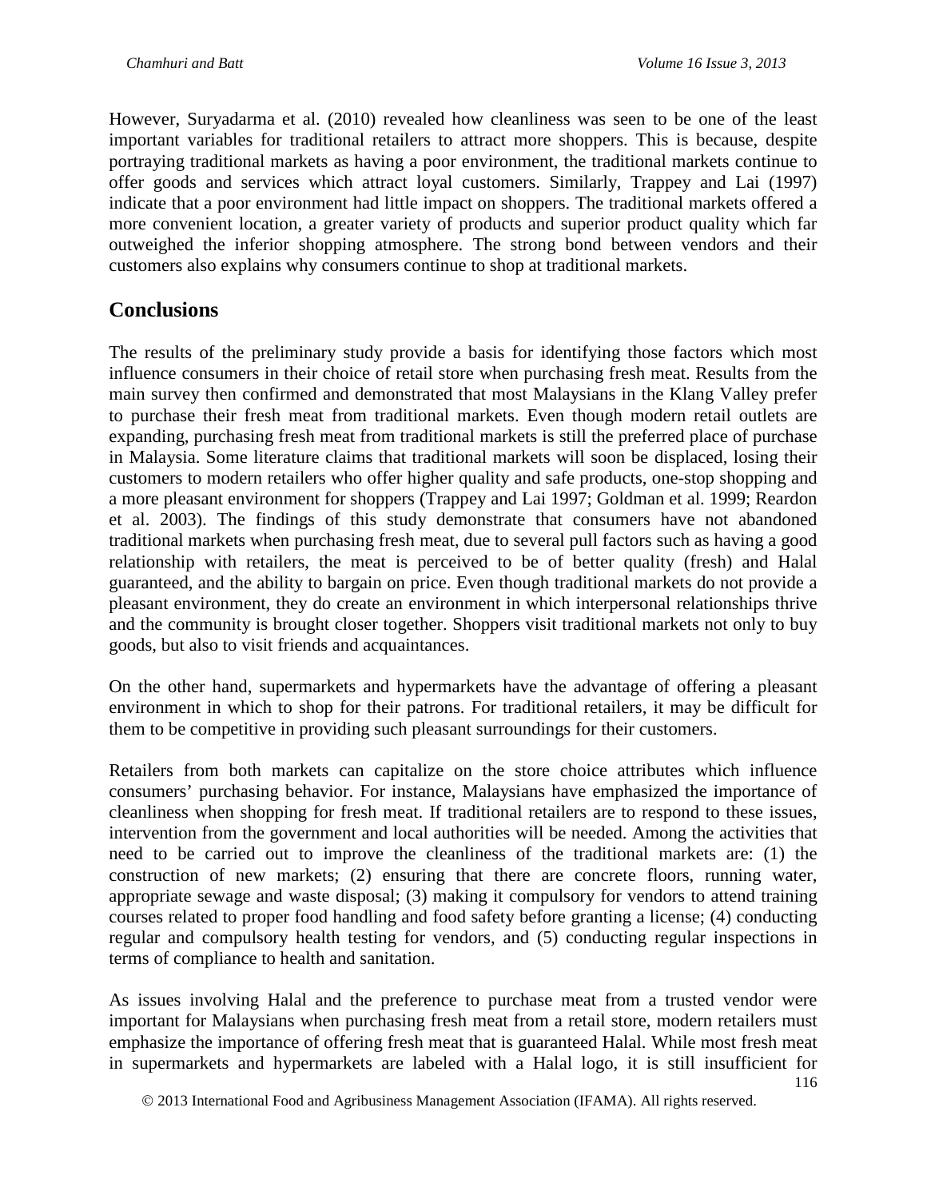However, Suryadarma et al. (2010) revealed how cleanliness was seen to be one of the least important variables for traditional retailers to attract more shoppers. This is because, despite portraying traditional markets as having a poor environment, the traditional markets continue to offer goods and services which attract loyal customers. Similarly, Trappey and Lai (1997) indicate that a poor environment had little impact on shoppers. The traditional markets offered a more convenient location, a greater variety of products and superior product quality which far outweighed the inferior shopping atmosphere. The strong bond between vendors and their customers also explains why consumers continue to shop at traditional markets.

## Conclusions

The results of the preliminary study provide a basis for identifying those factors which most influence consumers in their choice of retail store when purchasing fresh meat. Results from the main survey then confirmed and demonstrated that most Malaysians in the Klang Valley prefer to purchase their fresh meat from traditional markets. Even though modern retail outlets are expanding, purchasing fresh meat from traditional markets is still the preferred place of purchase in Malaysia. Some literature claims that traditional markets will soon be displaced, losing their customers to modern retailers who offer higher quality and safe products, one-stop shopping and a more pleasant environment for shoppers (Trappey and Lai 1997; Goldman et al. 1999; Reardon et al. 2003). The findings of this study demonstrate that consumers have not abandoned traditional markets when purchasing fresh meat, due to several pull factors such as having a good relationship with retailers, the meat is perceived to be of better quality (fresh) and Halal guaranteed, and the ability to bargain on price. Even though traditional markets do not provide a pleasant environment, they do create an environment in which interpersonal relationships thrive and the community is brought closer together. Shoppers visit traditional markets not only to buy goods, but also to visit friends and acquaintances.

On the other hand, supermarkets and hypermarkets have the advantage of offering a pleasant environment in which to shop for their patrons. For traditional retailers, it may be difficult for them to be competitive in providing such pleasant surroundings for their customers.

Retailers from both markets can capitalize on the store choice attributes which influence consumers' purchasing behavior. For instance, Malaysians have emphasized the importance of cleanliness when shopping for fresh meat. If traditional retailers are to respond to these issues, intervention from the government and local authorities will be needed. Among the activities that need to be carried out to improve the cleanliness of the traditional markets are: (1) the construction of new markets; (2) ensuring that there are concrete floors, running water, appropriate sewage and waste disposal; (3) making it compulsory for vendors to attend training courses related to proper food handling and food safety before granting a license; (4) conducting regular and compulsory health testing for vendors, and (5) conducting regular inspections in terms of compliance to health and sanitation.

As issues involving Halal and the preference to purchase meat from a trusted vendor were important for Malaysians when purchasing fresh meat from a retail store, modern retailers must emphasize the importance of offering fresh meat that is guaranteed Halal. While most fresh meat in supermarkets and hypermarkets are labeled with a Halal logo, it is still insufficient for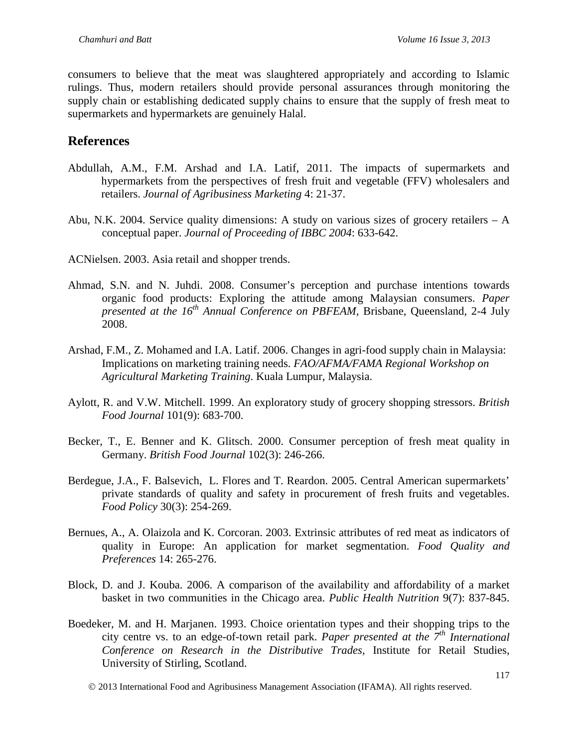consumers to believe that the meat was slaughtered appropriately and according to Islamic rulings. Thus, modern retailers should provide personal assurances through monitoring the supply chain or establishing dedicated supply chains to ensure that the supply of fresh meat to supermarkets and hypermarkets are genuinely Halal.

## References

Abdullah, A.M., F.M. Arshad and I.A. Latif, 2011. The impacts of supermarkets and hypermarkets from the perspectives of fresh fruit and vegetable (FFV) wholesalers and retailers. *Journal of Agribusiness Marketing* 4: 21-37.

Abu, N.K. 2004. Service quality dimensions: A study on various sizes of grocery retailers – A conceptual paper. *Journal of Proceeding of IBBC 2004*: 633-642.

ACNielsen. 2003. Asia retail and shopper trends.

Ahmad, S.N. and N. Juhdi. 2008. Consumer's perception and purchase intentions towards organic food products: Exploring the attitude among Malaysian consumers. *Paper presented at the 16th Annual Conference on PBFEAM*, Brisbane, Queensland, 2-4 July 2008.

Arshad, F.M., Z. Mohamed and I.A. Latif. 2006. Changes in agri-food supply chain in Malaysia: Implications on marketing training needs. *FAO/AFMA/FAMA Regional Workshop on Agricultural Marketing Training*. Kuala Lumpur, Malaysia.

Aylott, R. and V.W. Mitchell. 1999. An exploratory study of grocery shopping stressors. *British Food Journal* 101(9): 683-700.

Becker, T., E. Benner and K. Glitsch. 2000. Consumer perception of fresh meat quality in Germany. *British Food Journal* 102(3): 246-266.

Berdegue, J.A., F. Balsevich, L. Flores and T. Reardon. 2005. Central American supermarkets' private standards of quality and safety in procurement of fresh fruits and vegetables. *Food Policy* 30(3): 254-269.

Bernues, A., A. Olaizola and K. Corcoran. 2003. Extrinsic attributes of red meat as indicators of quality in Europe: An application for market segmentation. *Food Quality and Preferences* 14: 265-276.

Block, D. and J. Kouba. 2006. A comparison of the availability and affordability of a market basket in two communities in the Chicago area. *Public Health Nutrition* 9(7): 837-845.

Boedeker, M. and H. Marjanen. 1993. Choice orientation types and their shopping trips to the city centre vs. to an edge-of-town retail park. *Paper presented at the 7th International Conference on Research in the Distributive Trades*, Institute for Retail Studies, University of Stirling, Scotland.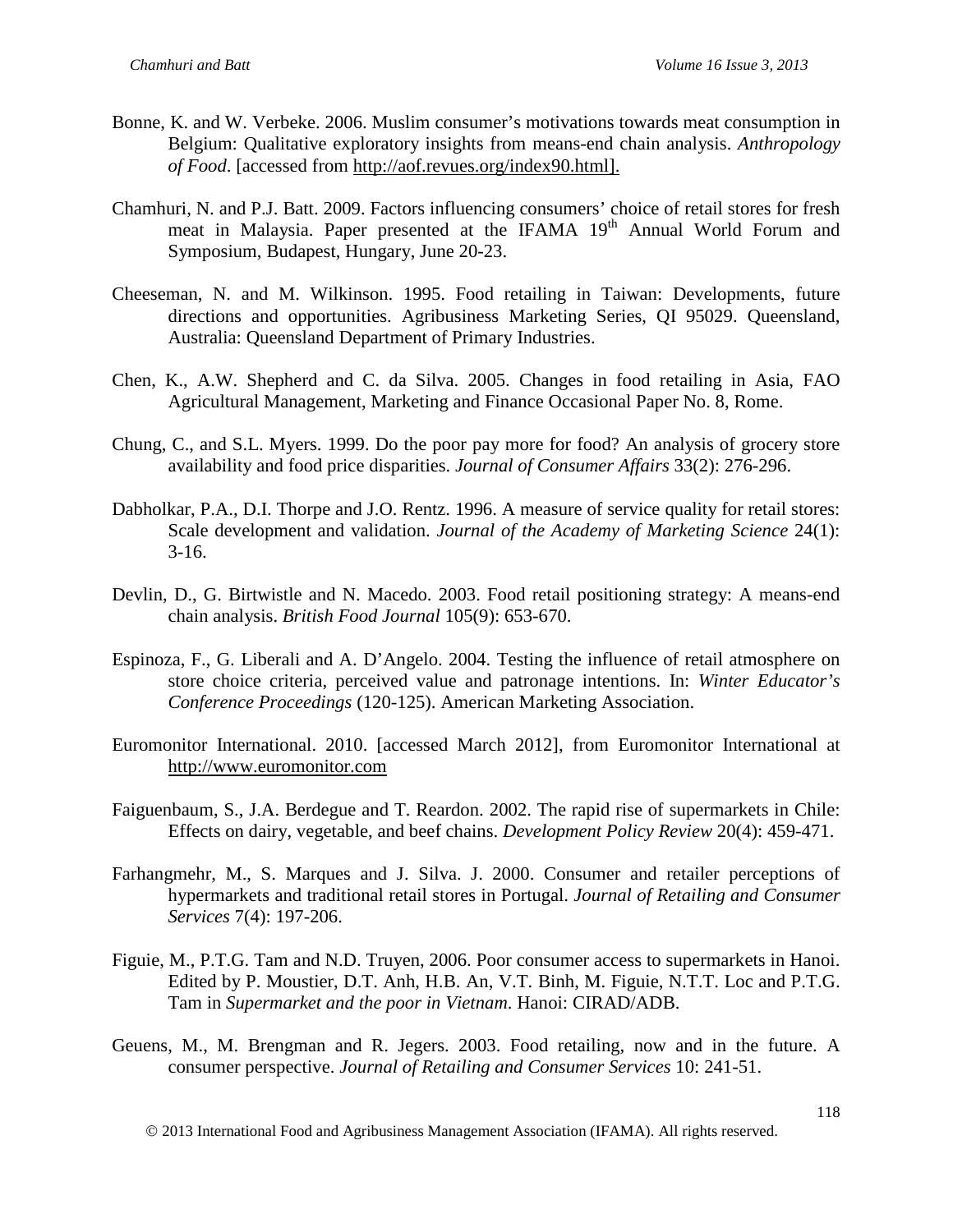Bonne, K. and W. Verbeke. 2006. Muslim consumer's motivations towards meat consumption in Belgium: Qualitative exploratory insights from means-end chain analysis. *Anthropology of Food*. [accessed from http://aof.revues.org/index90.html].

Chamhuri, N. and P.J. Batt. 2009. Factors influencing consumers' choice of retail stores for fresh meat in Malaysia. Paper presented at the IFAMA 19th Annual World Forum and Symposium, Budapest, Hungary, June 20-23.

Cheeseman, N. and M. Wilkinson. 1995. Food retailing in Taiwan: Developments, future directions and opportunities. Agribusiness Marketing Series, QI 95029. Queensland, Australia: Queensland Department of Primary Industries.

Chen, K., A.W. Shepherd and C. da Silva. 2005. Changes in food retailing in Asia, FAO Agricultural Management, Marketing and Finance Occasional Paper No. 8, Rome.

Chung, C., and S.L. Myers. 1999. Do the poor pay more for food? An analysis of grocery store availability and food price disparities. *Journal of Consumer Affairs* 33(2): 276-296.

Dabholkar, P.A., D.I. Thorpe and J.O. Rentz. 1996. A measure of service quality for retail stores: Scale development and validation. *Journal of the Academy of Marketing Science* 24(1): 3-16.

Devlin, D., G. Birtwistle and N. Macedo. 2003. Food retail positioning strategy: A means-end chain analysis. *British Food Journal* 105(9): 653-670.

Espinoza, F., G. Liberali and A. D'Angelo. 2004. Testing the influence of retail atmosphere on store choice criteria, perceived value and patronage intentions. In: *Winter Educator's Conference Proceedings* (120-125). American Marketing Association.

Euromonitor International. 2010. [accessed March 2012], from Euromonitor International at http://www.euromonitor.com

Faiguenbaum, S., J.A. Berdegue and T. Reardon. 2002. The rapid rise of supermarkets in Chile: Effects on dairy, vegetable, and beef chains. *Development Policy Review* 20(4): 459-471.

Farhangmehr, M., S. Marques and J. Silva. J. 2000. Consumer and retailer perceptions of hypermarkets and traditional retail stores in Portugal. *Journal of Retailing and Consumer Services* 7(4): 197-206.

Figuie, M., P.T.G. Tam and N.D. Truyen, 2006. Poor consumer access to supermarkets in Hanoi. Edited by P. Moustier, D.T. Anh, H.B. An, V.T. Binh, M. Figuie, N.T.T. Loc and P.T.G. Tam in *Supermarket and the poor in Vietnam*. Hanoi: CIRAD/ADB.

Geuens, M., M. Brengman and R. Jegers. 2003. Food retailing, now and in the future. A consumer perspective. *Journal of Retailing and Consumer Services* 10: 241-51.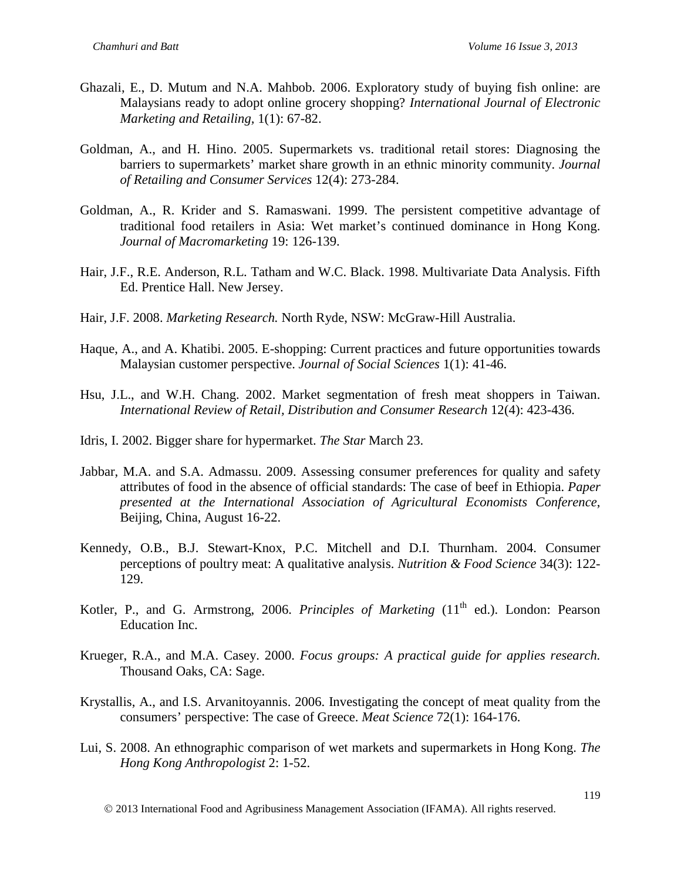Ghazali, E., D. Mutum and N.A. Mahbob. 2006. Exploratory study of buying fish online: are Malaysians ready to adopt online grocery shopping? *International Journal of Electronic Marketing and Retailing*, 1(1): 67-82.

Goldman, A., and H. Hino. 2005. Supermarkets vs. traditional retail stores: Diagnosing the barriers to supermarkets' market share growth in an ethnic minority community. *Journal of Retailing and Consumer Services* 12(4): 273-284.

Goldman, A., R. Krider and S. Ramaswani. 1999. The persistent competitive advantage of traditional food retailers in Asia: Wet market's continued dominance in Hong Kong. *Journal of Macromarketing* 19: 126-139.

Hair, J.F., R.E. Anderson, R.L. Tatham and W.C. Black. 1998. Multivariate Data Analysis. Fifth Ed. Prentice Hall. New Jersey.

Hair, J.F. 2008. *Marketing Research.* North Ryde, NSW: McGraw-Hill Australia.

Haque, A., and A. Khatibi. 2005. E-shopping: Current practices and future opportunities towards Malaysian customer perspective. *Journal of Social Sciences* 1(1): 41-46.

Hsu, J.L., and W.H. Chang. 2002. Market segmentation of fresh meat shoppers in Taiwan. *International Review of Retail, Distribution and Consumer Research* 12(4): 423-436.

Idris, I. 2002. Bigger share for hypermarket. *The Star* March 23.

Jabbar, M.A. and S.A. Admassu. 2009. Assessing consumer preferences for quality and safety attributes of food in the absence of official standards: The case of beef in Ethiopia. *Paper presented at the International Association of Agricultural Economists Conference*, Beijing, China, August 16-22.

Kennedy, O.B., B.J. Stewart-Knox, P.C. Mitchell and D.I. Thurnham. 2004. Consumer perceptions of poultry meat: A qualitative analysis. *Nutrition & Food Science* 34(3): 122-129.

Kotler, P., and G. Armstrong, 2006. *Principles of Marketing* (11th ed.). London: Pearson Education Inc.

Krueger, R.A., and M.A. Casey. 2000. *Focus groups: A practical guide for applies research.* Thousand Oaks, CA: Sage.

Krystallis, A., and I.S. Arvanitoyannis. 2006. Investigating the concept of meat quality from the consumers' perspective: The case of Greece. *Meat Science* 72(1): 164-176.

Lui, S. 2008. An ethnographic comparison of wet markets and supermarkets in Hong Kong. *The Hong Kong Anthropologist* 2: 1-52.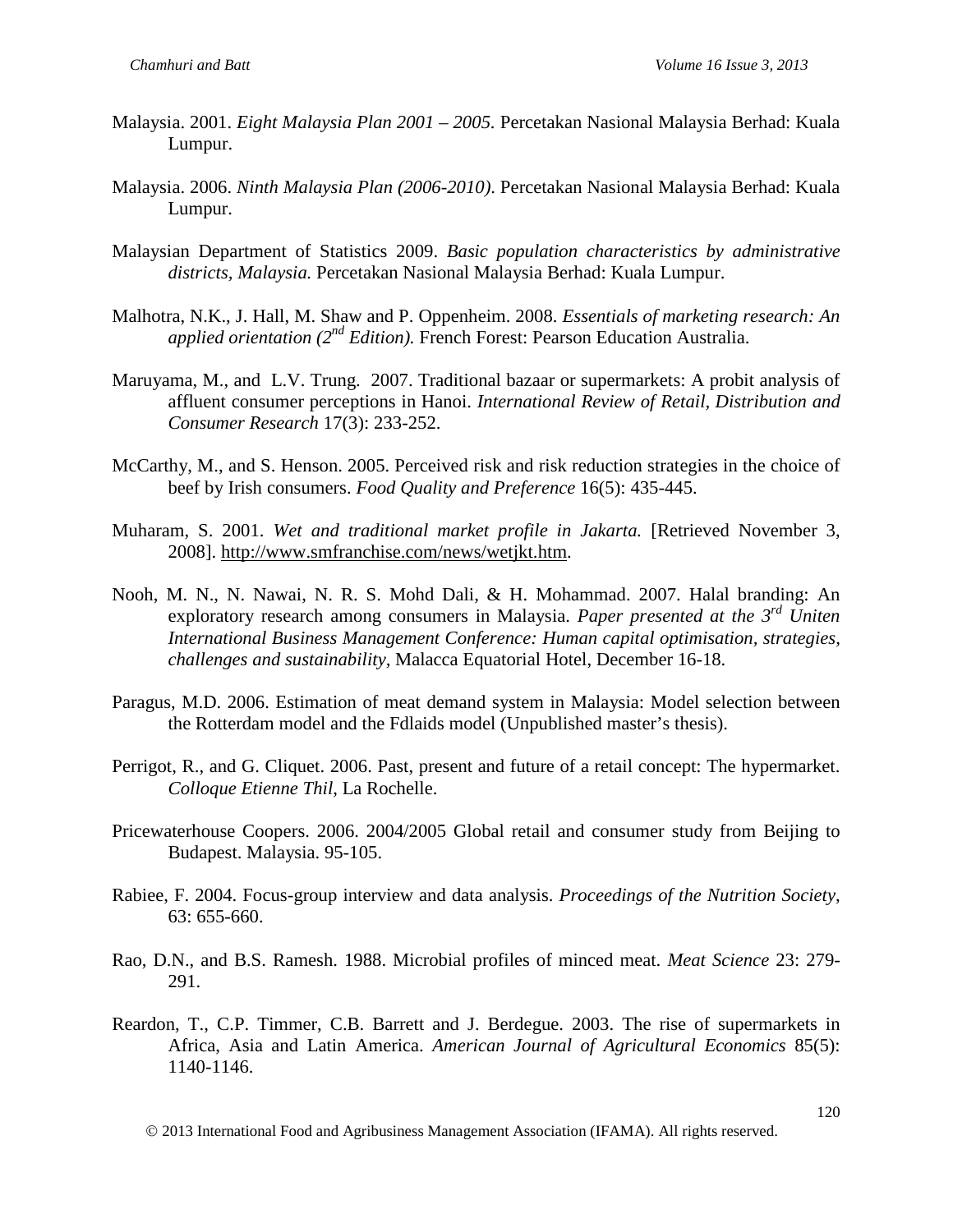Malaysia. 2001. *Eight Malaysia Plan 2001 – 2005*. Percetakan Nasional Malaysia Berhad: Kuala Lumpur.

Malaysia. 2006. *Ninth Malaysia Plan (2006-2010)*. Percetakan Nasional Malaysia Berhad: Kuala Lumpur.

Malaysian Department of Statistics 2009. *Basic population characteristics by administrative districts, Malaysia.* Percetakan Nasional Malaysia Berhad: Kuala Lumpur.

Malhotra, N.K., J. Hall, M. Shaw and P. Oppenheim. 2008. *Essentials of marketing research: An applied orientation (2nd Edition).* French Forest: Pearson Education Australia.

Maruyama, M., and L.V. Trung. 2007. Traditional bazaar or supermarkets: A probit analysis of affluent consumer perceptions in Hanoi. *International Review of Retail, Distribution and Consumer Research* 17(3): 233-252.

McCarthy, M., and S. Henson. 2005. Perceived risk and risk reduction strategies in the choice of beef by Irish consumers. *Food Quality and Preference* 16(5): 435-445.

Muharam, S. 2001. *Wet and traditional market profile in Jakarta.* [Retrieved November 3, 2008]. http://www.smfranchise.com/news/wetjkt.htm.

Nooh, M. N., N. Nawai, N. R. S. Mohd Dali, & H. Mohammad. 2007. Halal branding: An exploratory research among consumers in Malaysia. *Paper presented at the 3rd Uniten International Business Management Conference: Human capital optimisation, strategies, challenges and sustainability,* Malacca Equatorial Hotel, December 16-18.

Paragus, M.D. 2006. Estimation of meat demand system in Malaysia: Model selection between the Rotterdam model and the Fdlaids model (Unpublished master's thesis).

Perrigot, R., and G. Cliquet. 2006. Past, present and future of a retail concept: The hypermarket. *Colloque Etienne Thil*, La Rochelle.

Pricewaterhouse Coopers. 2006. 2004/2005 Global retail and consumer study from Beijing to Budapest. Malaysia. 95-105.

Rabiee, F. 2004. Focus-group interview and data analysis. *Proceedings of the Nutrition Society*, 63: 655-660.

Rao, D.N., and B.S. Ramesh. 1988. Microbial profiles of minced meat. *Meat Science* 23: 279-291.

Reardon, T., C.P. Timmer, C.B. Barrett and J. Berdegue. 2003. The rise of supermarkets in Africa, Asia and Latin America. *American Journal of Agricultural Economics* 85(5): 1140-1146.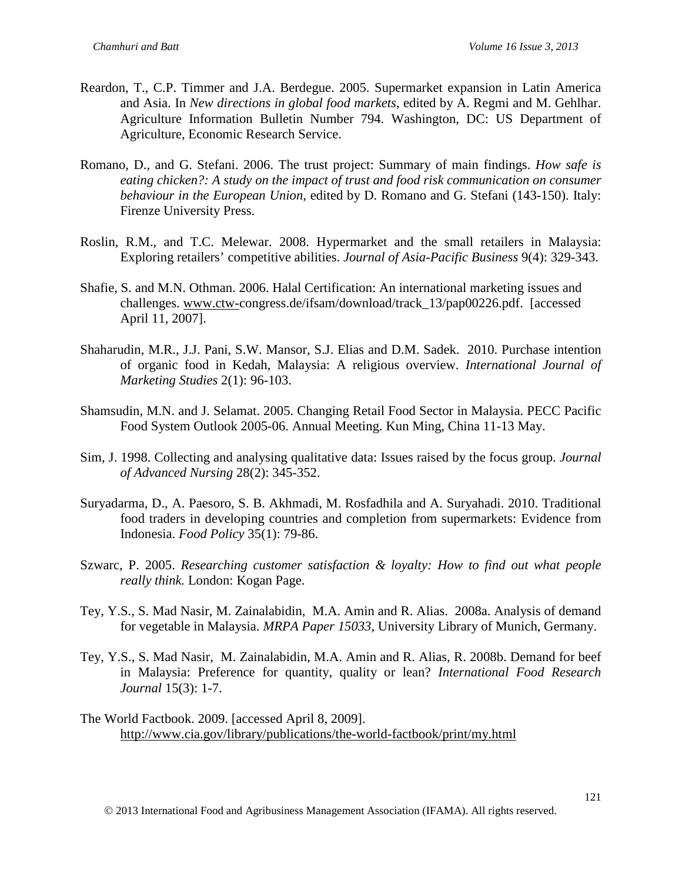Reardon, T., C.P. Timmer and J.A. Berdegue. 2005. Supermarket expansion in Latin America and Asia. In *New directions in global food markets*, edited by A. Regmi and M. Gehlhar. Agriculture Information Bulletin Number 794. Washington, DC: US Department of Agriculture, Economic Research Service.

Romano, D., and G. Stefani. 2006. The trust project: Summary of main findings. *How safe is eating chicken?: A study on the impact of trust and food risk communication on consumer behaviour in the European Union*, edited by D. Romano and G. Stefani (143-150). Italy: Firenze University Press.

Roslin, R.M., and T.C. Melewar. 2008. Hypermarket and the small retailers in Malaysia: Exploring retailers' competitive abilities. *Journal of Asia-Pacific Business* 9(4): 329-343.

Shafie, S. and M.N. Othman. 2006. Halal Certification: An international marketing issues and challenges. www.ctw-congress.de/ifsam/download/track_13/pap00226.pdf. [accessed April 11, 2007].

Shaharudin, M.R., J.J. Pani, S.W. Mansor, S.J. Elias and D.M. Sadek. 2010. Purchase intention of organic food in Kedah, Malaysia: A religious overview. *International Journal of Marketing Studies* 2(1): 96-103.

Shamsudin, M.N. and J. Selamat. 2005. Changing Retail Food Sector in Malaysia. PECC Pacific Food System Outlook 2005-06. Annual Meeting. Kun Ming, China 11-13 May.

Sim, J. 1998. Collecting and analysing qualitative data: Issues raised by the focus group. *Journal of Advanced Nursing* 28(2): 345-352.

Suryadarma, D., A. Paesoro, S. B. Akhmadi, M. Rosfadhila and A. Suryahadi. 2010. Traditional food traders in developing countries and completion from supermarkets: Evidence from Indonesia. *Food Policy* 35(1): 79-86.

Szwarc, P. 2005. *Researching customer satisfaction & loyalty: How to find out what people really think.* London: Kogan Page.

Tey, Y.S., S. Mad Nasir, M. Zainalabidin, M.A. Amin and R. Alias. 2008a. Analysis of demand for vegetable in Malaysia. *MRPA Paper 15033*, University Library of Munich, Germany.

Tey, Y.S., S. Mad Nasir, M. Zainalabidin, M.A. Amin and R. Alias, R. 2008b. Demand for beef in Malaysia: Preference for quantity, quality or lean? *International Food Research Journal* 15(3): 1-7.

The World Factbook. 2009. [accessed April 8, 2009]. http://www.cia.gov/library/publications/the-world-factbook/print/my.html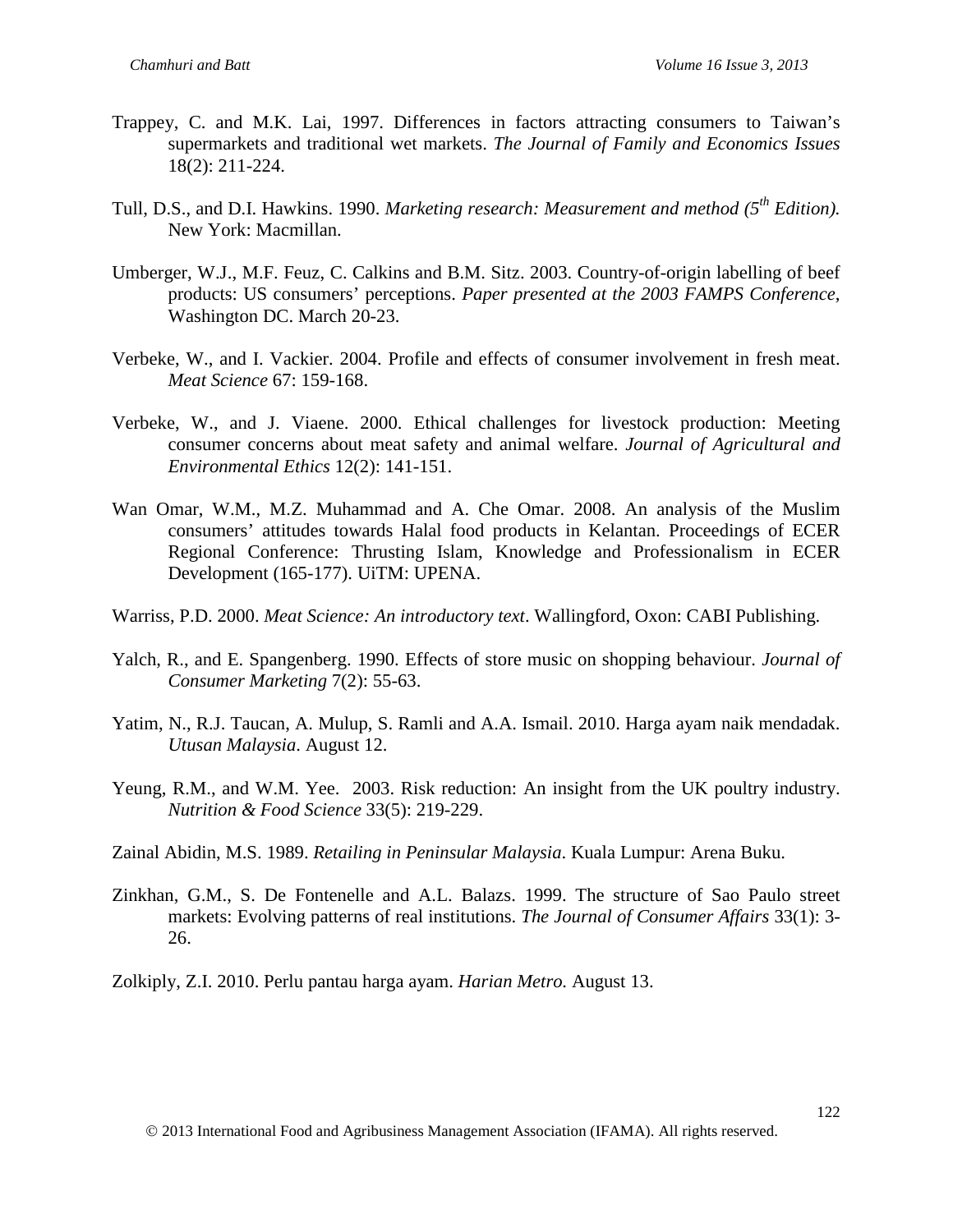Trappey, C. and M.K. Lai, 1997. Differences in factors attracting consumers to Taiwan's supermarkets and traditional wet markets. *The Journal of Family and Economics Issues* 18(2): 211-224.

Tull, D.S., and D.I. Hawkins. 1990. *Marketing research: Measurement and method (5th Edition).* New York: Macmillan.

Umberger, W.J., M.F. Feuz, C. Calkins and B.M. Sitz. 2003. Country-of-origin labelling of beef products: US consumers' perceptions. *Paper presented at the 2003 FAMPS Conference*, Washington DC. March 20-23.

Verbeke, W., and I. Vackier. 2004. Profile and effects of consumer involvement in fresh meat. *Meat Science* 67: 159-168.

Verbeke, W., and J. Viaene. 2000. Ethical challenges for livestock production: Meeting consumer concerns about meat safety and animal welfare. *Journal of Agricultural and Environmental Ethics* 12(2): 141-151.

Wan Omar, W.M., M.Z. Muhammad and A. Che Omar. 2008. An analysis of the Muslim consumers' attitudes towards Halal food products in Kelantan. Proceedings of ECER Regional Conference: Thrusting Islam, Knowledge and Professionalism in ECER Development (165-177). UiTM: UPENA.

Warriss, P.D. 2000. *Meat Science: An introductory text*. Wallingford, Oxon: CABI Publishing.

Yalch, R., and E. Spangenberg. 1990. Effects of store music on shopping behaviour. *Journal of Consumer Marketing* 7(2): 55-63.

Yatim, N., R.J. Taucan, A. Mulup, S. Ramli and A.A. Ismail. 2010. Harga ayam naik mendadak. *Utusan Malaysia*. August 12.

Yeung, R.M., and W.M. Yee. 2003. Risk reduction: An insight from the UK poultry industry. *Nutrition & Food Science* 33(5): 219-229.

Zainal Abidin, M.S. 1989. *Retailing in Peninsular Malaysia*. Kuala Lumpur: Arena Buku.

Zinkhan, G.M., S. De Fontenelle and A.L. Balazs. 1999. The structure of Sao Paulo street markets: Evolving patterns of real institutions. *The Journal of Consumer Affairs* 33(1): 3-26.

Zolkiply, Z.I. 2010. Perlu pantau harga ayam. *Harian Metro.* August 13.